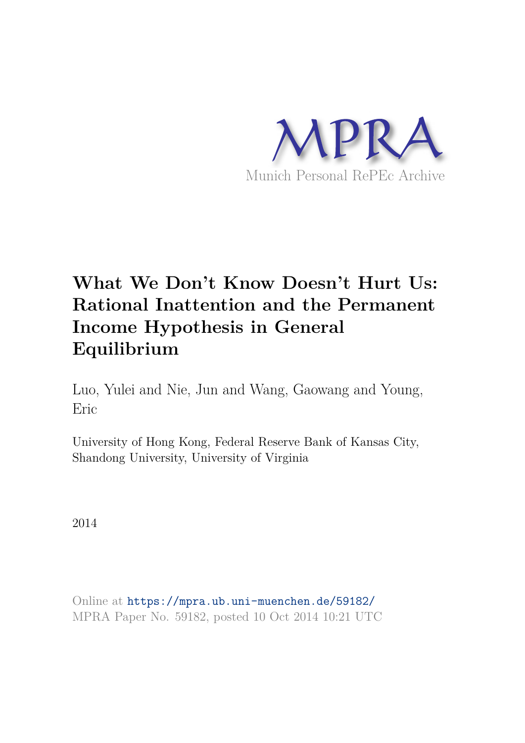MPRA

Munich Personal RePEc Archive

# What We Don't Know Doesn't Hurt Us: Rational Inattention and the Permanent Income Hypothesis in General Equilibrium

Luo, Yulei and Nie, Jun and Wang, Gaowang and Young, Eric

University of Hong Kong, Federal Reserve Bank of Kansas City, Shandong University, University of Virginia

2014

Online at https://mpra.ub.uni-muenchen.de/59182/
MPRA Paper No. 59182, posted 10 Oct 2014 10:21 UTC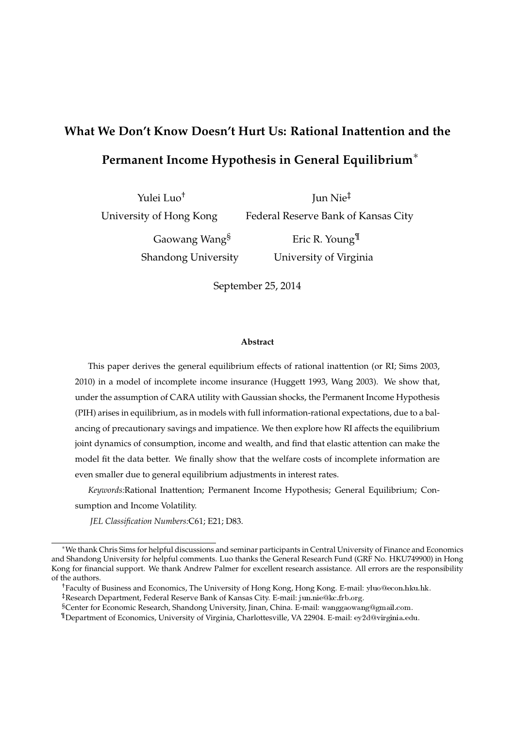# What We Don't Know Doesn't Hurt Us: Rational Inattention and the Permanent Income Hypothesis in General Equilibrium[*]

Yulei Luo[†]
University of Hong Kong

Jun Nie[‡]
Federal Reserve Bank of Kansas City

Gaowang Wang[§]
Shandong University

Eric R. Young[¶]
University of Virginia

September 25, 2014

**Abstract**

This paper derives the general equilibrium effects of rational inattention (or RI; Sims 2003, 2010) in a model of incomplete income insurance (Huggett 1993, Wang 2003). We show that, under the assumption of CARA utility with Gaussian shocks, the Permanent Income Hypothesis (PIH) arises in equilibrium, as in models with full information-rational expectations, due to a balancing of precautionary savings and impatience. We then explore how RI affects the equilibrium joint dynamics of consumption, income and wealth, and find that elastic attention can make the model fit the data better. We finally show that the welfare costs of incomplete information are even smaller due to general equilibrium adjustments in interest rates.

*Keywords:* Rational Inattention; Permanent Income Hypothesis; General Equilibrium; Consumption and Income Volatility.

*JEL Classification Numbers:* C61; E21; D83.

---

[*] We thank Chris Sims for helpful discussions and seminar participants in Central University of Finance and Economics and Shandong University for helpful comments. Luo thanks the General Research Fund (GRF No. HKU749900) in Hong Kong for financial support. We thank Andrew Palmer for excellent research assistance. All errors are the responsibility of the authors.

[†] Faculty of Business and Economics, The University of Hong Kong, Hong Kong. E-mail: yluo@econ.hku.hk.

[‡] Research Department, Federal Reserve Bank of Kansas City. E-mail: jun.nie@kc.frb.org.

[§] Center for Economic Research, Shandong University, Jinan, China. E-mail: wanggaowang@gmail.com.

[¶] Department of Economics, University of Virginia, Charlottesville, VA 22904. E-mail: ey2d@virginia.edu.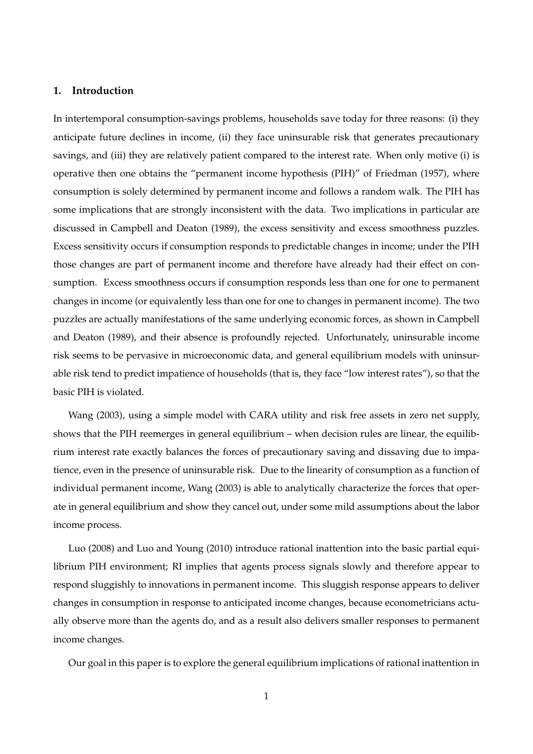## 1. Introduction

In intertemporal consumption-savings problems, households save today for three reasons: (i) they anticipate future declines in income, (ii) they face uninsurable risk that generates precautionary savings, and (iii) they are relatively patient compared to the interest rate. When only motive (i) is operative then one obtains the "permanent income hypothesis (PIH)" of Friedman (1957), where consumption is solely determined by permanent income and follows a random walk. The PIH has some implications that are strongly inconsistent with the data. Two implications in particular are discussed in Campbell and Deaton (1989), the excess sensitivity and excess smoothness puzzles. Excess sensitivity occurs if consumption responds to predictable changes in income; under the PIH those changes are part of permanent income and therefore have already had their effect on consumption. Excess smoothness occurs if consumption responds less than one for one to permanent changes in income (or equivalently less than one for one to changes in permanent income). The two puzzles are actually manifestations of the same underlying economic forces, as shown in Campbell and Deaton (1989), and their absence is profoundly rejected. Unfortunately, uninsurable income risk seems to be pervasive in microeconomic data, and general equilibrium models with uninsurable risk tend to predict impatience of households (that is, they face "low interest rates"), so that the basic PIH is violated.

Wang (2003), using a simple model with CARA utility and risk free assets in zero net supply, shows that the PIH reemerges in general equilibrium – when decision rules are linear, the equilibrium interest rate exactly balances the forces of precautionary saving and dissaving due to impatience, even in the presence of uninsurable risk. Due to the linearity of consumption as a function of individual permanent income, Wang (2003) is able to analytically characterize the forces that operate in general equilibrium and show they cancel out, under some mild assumptions about the labor income process.

Luo (2008) and Luo and Young (2010) introduce rational inattention into the basic partial equilibrium PIH environment; RI implies that agents process signals slowly and therefore appear to respond sluggishly to innovations in permanent income. This sluggish response appears to deliver changes in consumption in response to anticipated income changes, because econometricians actually observe more than the agents do, and as a result also delivers smaller responses to permanent income changes.

Our goal in this paper is to explore the general equilibrium implications of rational inattention in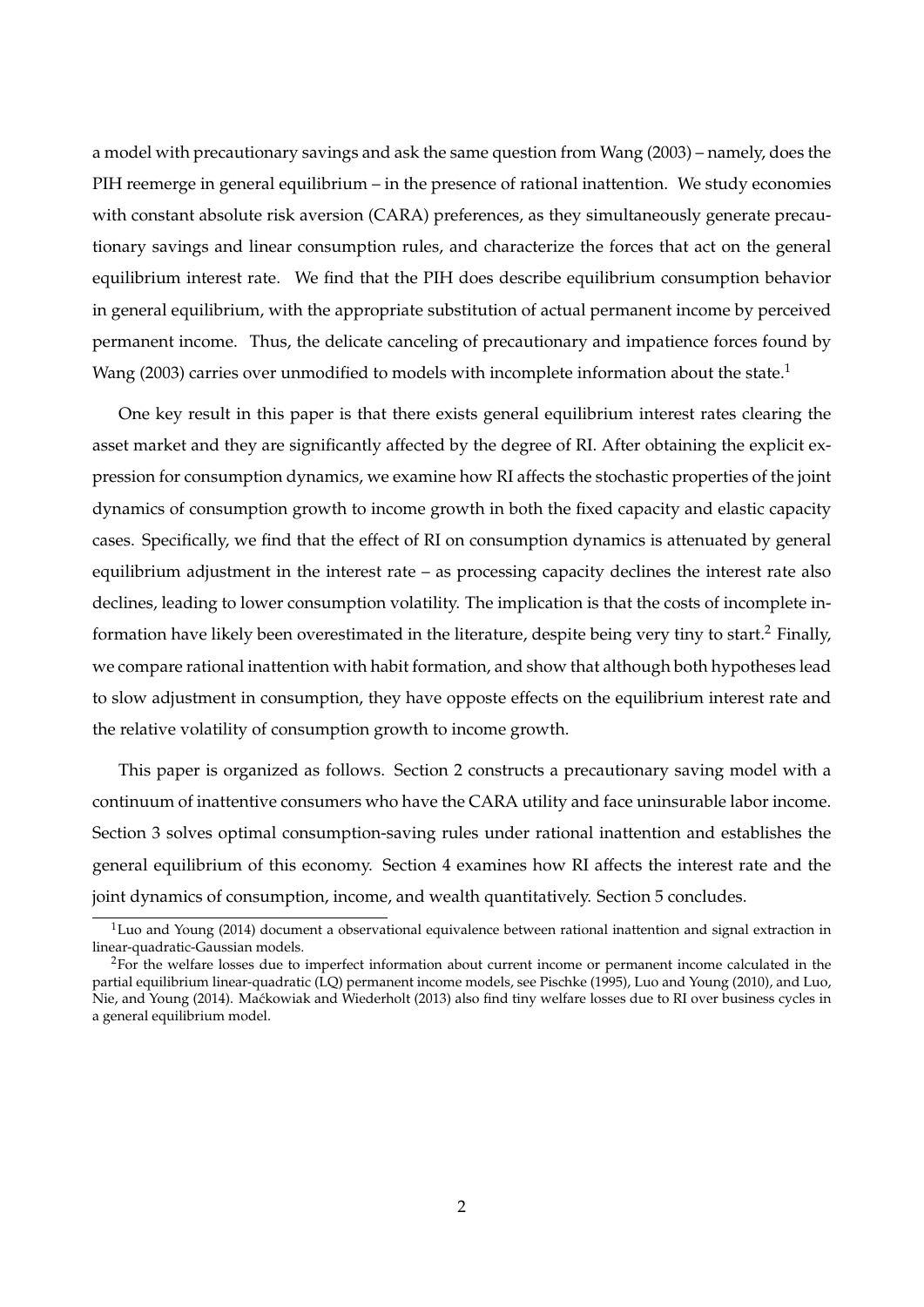a model with precautionary savings and ask the same question from Wang (2003) – namely, does the PIH reemerge in general equilibrium – in the presence of rational inattention. We study economies with constant absolute risk aversion (CARA) preferences, as they simultaneously generate precautionary savings and linear consumption rules, and characterize the forces that act on the general equilibrium interest rate. We find that the PIH does describe equilibrium consumption behavior in general equilibrium, with the appropriate substitution of actual permanent income by perceived permanent income. Thus, the delicate canceling of precautionary and impatience forces found by Wang (2003) carries over unmodified to models with incomplete information about the state.[1]

One key result in this paper is that there exists general equilibrium interest rates clearing the asset market and they are significantly affected by the degree of RI. After obtaining the explicit expression for consumption dynamics, we examine how RI affects the stochastic properties of the joint dynamics of consumption growth to income growth in both the fixed capacity and elastic capacity cases. Specifically, we find that the effect of RI on consumption dynamics is attenuated by general equilibrium adjustment in the interest rate – as processing capacity declines the interest rate also declines, leading to lower consumption volatility. The implication is that the costs of incomplete information have likely been overestimated in the literature, despite being very tiny to start.[2] Finally, we compare rational inattention with habit formation, and show that although both hypotheses lead to slow adjustment in consumption, they have opposte effects on the equilibrium interest rate and the relative volatility of consumption growth to income growth.

This paper is organized as follows. Section 2 constructs a precautionary saving model with a continuum of inattentive consumers who have the CARA utility and face uninsurable labor income. Section 3 solves optimal consumption-saving rules under rational inattention and establishes the general equilibrium of this economy. Section 4 examines how RI affects the interest rate and the joint dynamics of consumption, income, and wealth quantitatively. Section 5 concludes.

[1] Luo and Young (2014) document a observational equivalence between rational inattention and signal extraction in linear-quadratic-Gaussian models.

[2] For the welfare losses due to imperfect information about current income or permanent income calculated in the partial equilibrium linear-quadratic (LQ) permanent income models, see Pischke (1995), Luo and Young (2010), and Luo, Nie, and Young (2014). Maćkowiak and Wiederholt (2013) also find tiny welfare losses due to RI over business cycles in a general equilibrium model.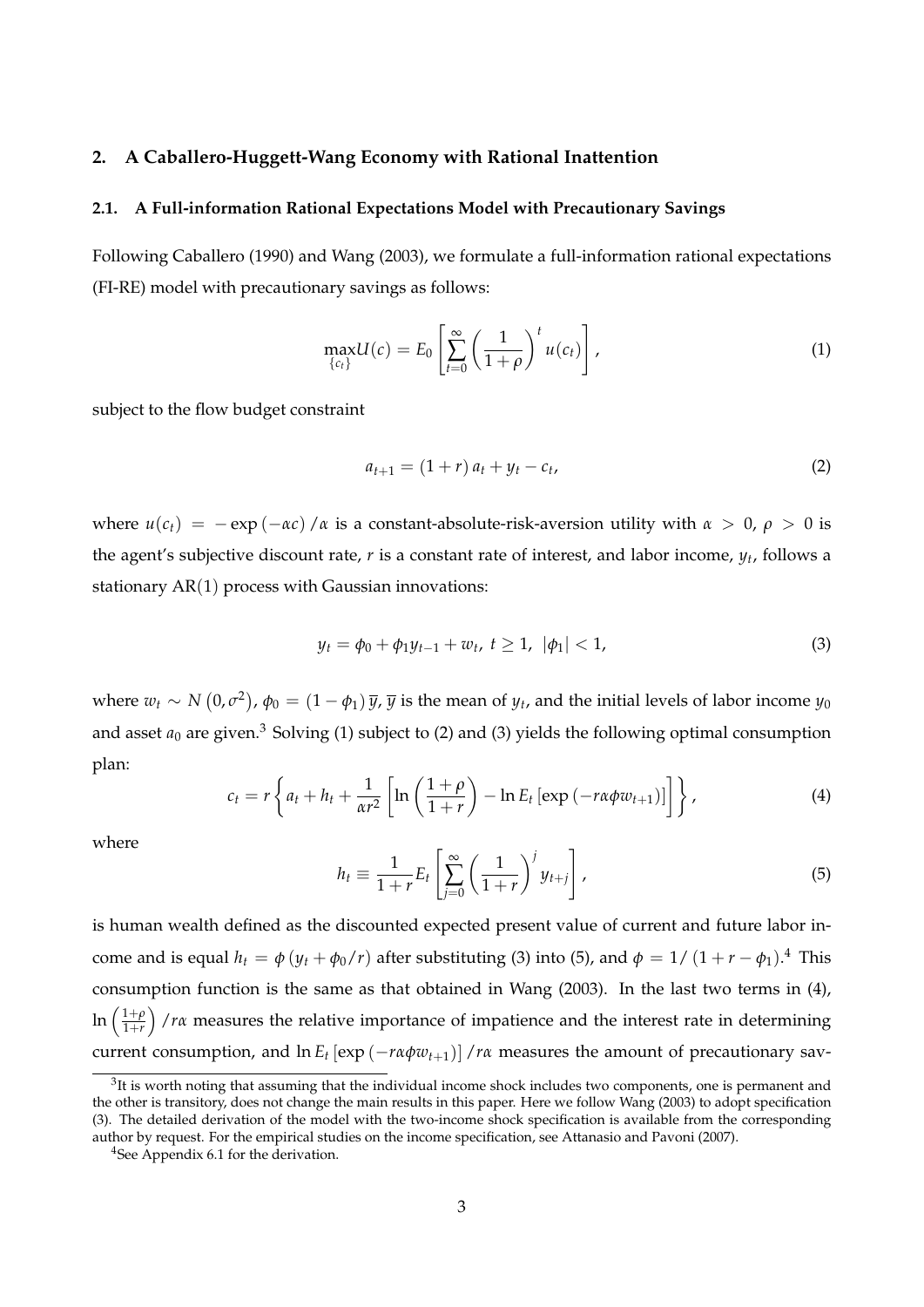## 2. A Caballero-Huggett-Wang Economy with Rational Inattention

### 2.1. A Full-information Rational Expectations Model with Precautionary Savings

Following Caballero (1990) and Wang (2003), we formulate a full-information rational expectations (FI-RE) model with precautionary savings as follows:

$$\max_{\{c_t\}} U(c) = E_0 \left[ \sum_{t=0}^{\infty} \left( \frac{1}{1+\rho} \right)^t u(c_t) \right], \tag{1}$$

subject to the flow budget constraint

$$a_{t+1} = (1+r)\, a_t + y_t - c_t, \tag{2}$$

where $u(c_t) = -\exp(-\alpha c)/\alpha$ is a constant-absolute-risk-aversion utility with $\alpha > 0$, $\rho > 0$ is the agent's subjective discount rate, $r$ is a constant rate of interest, and labor income, $y_t$, follows a stationary AR(1) process with Gaussian innovations:

$$y_t = \phi_0 + \phi_1 y_{t-1} + w_t,\ t \geq 1,\ |\phi_1| < 1, \tag{3}$$

where $w_t \sim N(0, \sigma^2)$, $\phi_0 = (1-\phi_1)\,\overline{y}$, $\overline{y}$ is the mean of $y_t$, and the initial levels of labor income $y_0$ and asset $a_0$ are given.[3] Solving (1) subject to (2) and (3) yields the following optimal consumption plan:

$$c_t = r \left\{ a_t + h_t + \frac{1}{\alpha r^2} \left[ \ln\left( \frac{1+\rho}{1+r} \right) - \ln E_t \left[ \exp(-r\alpha\phi w_{t+1}) \right] \right] \right\}, \tag{4}$$

where

$$h_t \equiv \frac{1}{1+r} E_t \left[ \sum_{j=0}^{\infty} \left( \frac{1}{1+r} \right)^j y_{t+j} \right], \tag{5}$$

is human wealth defined as the discounted expected present value of current and future labor income and is equal $h_t = \phi\,(y_t + \phi_0/r)$ after substituting (3) into (5), and $\phi = 1/(1+r-\phi_1)$.[4] This consumption function is the same as that obtained in Wang (2003). In the last two terms in (4), $\ln\left(\frac{1+\rho}{1+r}\right)/r\alpha$ measures the relative importance of impatience and the interest rate in determining current consumption, and $\ln E_t\left[\exp(-r\alpha\phi w_{t+1})\right]/r\alpha$ measures the amount of precautionary sav-

[3] It is worth noting that assuming that the individual income shock includes two components, one is permanent and the other is transitory, does not change the main results in this paper. Here we follow Wang (2003) to adopt specification (3). The detailed derivation of the model with the two-income shock specification is available from the corresponding author by request. For the empirical studies on the income specification, see Attanasio and Pavoni (2007).

[4] See Appendix 6.1 for the derivation.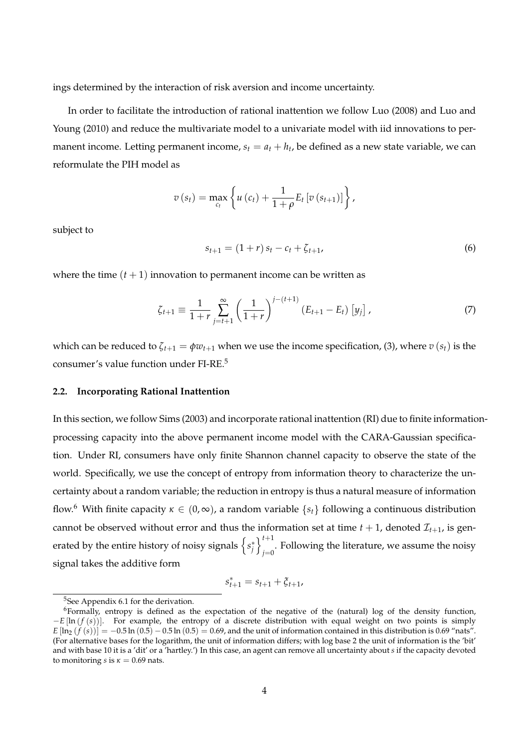ings determined by the interaction of risk aversion and income uncertainty.

In order to facilitate the introduction of rational inattention we follow Luo (2008) and Luo and Young (2010) and reduce the multivariate model to a univariate model with iid innovations to permanent income. Letting permanent income, $s_t = a_t + h_t$, be defined as a new state variable, we can reformulate the PIH model as

$$v(s_t) = \max_{c_t} \left\{ u(c_t) + \frac{1}{1+\rho} E_t \left[ v(s_{t+1}) \right] \right\},$$

subject to

$$s_{t+1} = (1+r)\, s_t - c_t + \zeta_{t+1}, \tag{6}$$

where the time $(t+1)$ innovation to permanent income can be written as

$$\zeta_{t+1} \equiv \frac{1}{1+r} \sum_{j=t+1}^{\infty} \left( \frac{1}{1+r} \right)^{j-(t+1)} (E_{t+1} - E_t) \left[ y_j \right], \tag{7}$$

which can be reduced to $\zeta_{t+1} = \phi w_{t+1}$ when we use the income specification, (3), where $v(s_t)$ is the consumer's value function under FI-RE.[5]

### 2.2. Incorporating Rational Inattention

In this section, we follow Sims (2003) and incorporate rational inattention (RI) due to finite information-processing capacity into the above permanent income model with the CARA-Gaussian specification. Under RI, consumers have only finite Shannon channel capacity to observe the state of the world. Specifically, we use the concept of entropy from information theory to characterize the uncertainty about a random variable; the reduction in entropy is thus a natural measure of information flow.[6] With finite capacity $\kappa \in (0, \infty)$, a random variable $\{s_t\}$ following a continuous distribution cannot be observed without error and thus the information set at time $t+1$, denoted $\mathcal{I}_{t+1}$, is generated by the entire history of noisy signals $\left\{ s_j^* \right\}_{j=0}^{t+1}$. Following the literature, we assume the noisy signal takes the additive form

$$s_{t+1}^* = s_{t+1} + \xi_{t+1},$$

---

[5] See Appendix 6.1 for the derivation.

[6] Formally, entropy is defined as the expectation of the negative of the (natural) log of the density function, $-E\left[\ln\left(f(s)\right)\right]$. For example, the entropy of a discrete distribution with equal weight on two points is simply $E\left[\ln_2\left(f(s)\right)\right] = -0.5 \ln(0.5) - 0.5 \ln(0.5) = 0.69$, and the unit of information contained in this distribution is 0.69 "nats". (For alternative bases for the logarithm, the unit of information differs; with log base 2 the unit of information is the 'bit' and with base 10 it is a 'dit' or a 'hartley.') In this case, an agent can remove all uncertainty about $s$ if the capacity devoted to monitoring $s$ is $\kappa = 0.69$ nats.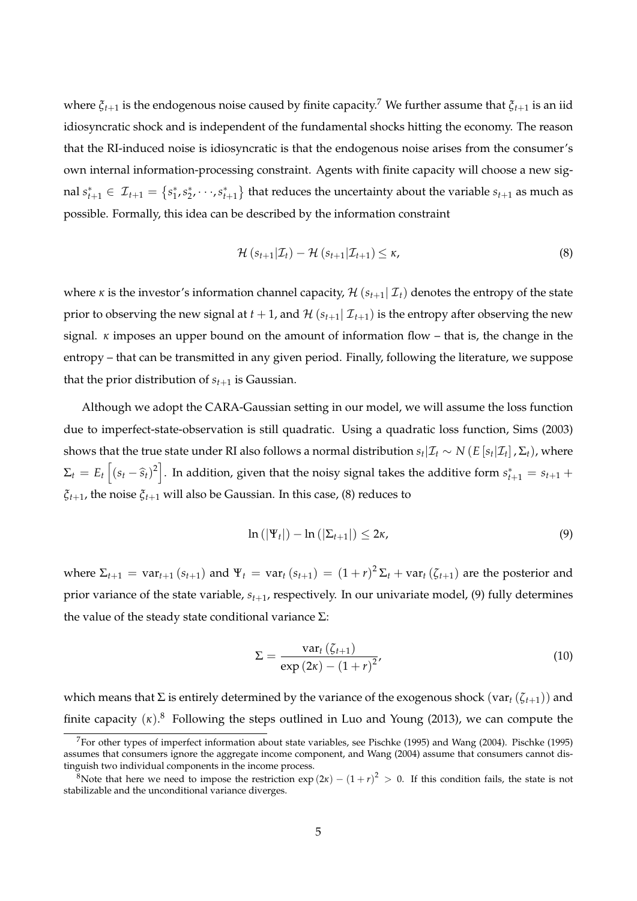where $\xi_{t+1}$ is the endogenous noise caused by finite capacity.[7] We further assume that $\xi_{t+1}$ is an iid idiosyncratic shock and is independent of the fundamental shocks hitting the economy. The reason that the RI-induced noise is idiosyncratic is that the endogenous noise arises from the consumer's own internal information-processing constraint. Agents with finite capacity will choose a new signal $s^*_{t+1} \in \mathcal{I}_{t+1} = \{s^*_1, s^*_2, \cdots, s^*_{t+1}\}$ that reduces the uncertainty about the variable $s_{t+1}$ as much as possible. Formally, this idea can be described by the information constraint

$$\mathcal{H}(s_{t+1}|\mathcal{I}_t) - \mathcal{H}(s_{t+1}|\mathcal{I}_{t+1}) \leq \kappa, \tag{8}$$

where $\kappa$ is the investor's information channel capacity, $\mathcal{H}(s_{t+1}|\,\mathcal{I}_t)$ denotes the entropy of the state prior to observing the new signal at $t+1$, and $\mathcal{H}(s_{t+1}|\,\mathcal{I}_{t+1})$ is the entropy after observing the new signal. $\kappa$ imposes an upper bound on the amount of information flow – that is, the change in the entropy – that can be transmitted in any given period. Finally, following the literature, we suppose that the prior distribution of $s_{t+1}$ is Gaussian.

Although we adopt the CARA-Gaussian setting in our model, we will assume the loss function due to imperfect-state-observation is still quadratic. Using a quadratic loss function, Sims (2003) shows that the true state under RI also follows a normal distribution $s_t|\mathcal{I}_t \sim N(E[s_t|\mathcal{I}_t], \Sigma_t)$, where $\Sigma_t = E_t\left[(s_t - \widehat{s}_t)^2\right]$. In addition, given that the noisy signal takes the additive form $s^*_{t+1} = s_{t+1} + \xi_{t+1}$, the noise $\xi_{t+1}$ will also be Gaussian. In this case, (8) reduces to

$$\ln(|\Psi_t|) - \ln(|\Sigma_{t+1}|) \leq 2\kappa, \tag{9}$$

where $\Sigma_{t+1} = \text{var}_{t+1}(s_{t+1})$ and $\Psi_t = \text{var}_t(s_{t+1}) = (1+r)^2 \Sigma_t + \text{var}_t(\zeta_{t+1})$ are the posterior and prior variance of the state variable, $s_{t+1}$, respectively. In our univariate model, (9) fully determines the value of the steady state conditional variance $\Sigma$:

$$\Sigma = \frac{\text{var}_t(\zeta_{t+1})}{\exp(2\kappa) - (1+r)^2}, \tag{10}$$

which means that $\Sigma$ is entirely determined by the variance of the exogenous shock $(\text{var}_t(\zeta_{t+1}))$ and finite capacity $(\kappa)$.[8] Following the steps outlined in Luo and Young (2013), we can compute the

[7] For other types of imperfect information about state variables, see Pischke (1995) and Wang (2004). Pischke (1995) assumes that consumers ignore the aggregate income component, and Wang (2004) assume that consumers cannot distinguish two individual components in the income process.

[8] Note that here we need to impose the restriction $\exp(2\kappa) - (1+r)^2 > 0$. If this condition fails, the state is not stabilizable and the unconditional variance diverges.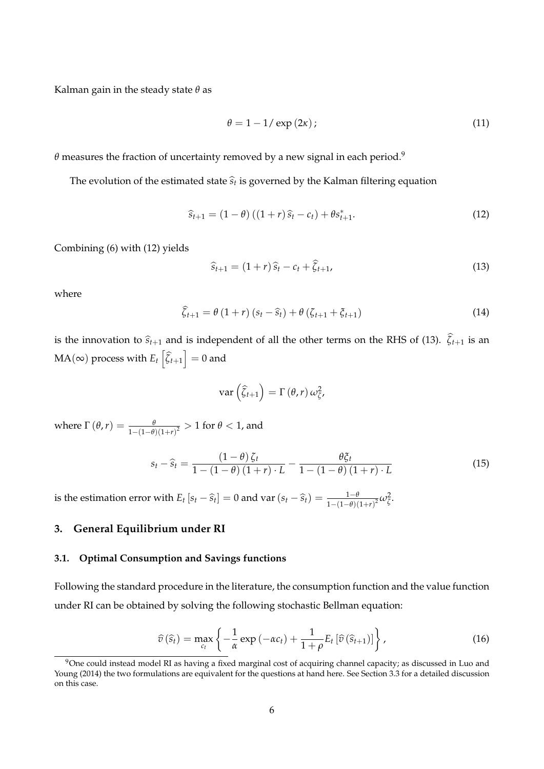Kalman gain in the steady state $\theta$ as

$$\theta = 1 - 1/\exp(2\kappa); \tag{11}$$

$\theta$ measures the fraction of uncertainty removed by a new signal in each period.[9]

The evolution of the estimated state $\widehat{s}_t$ is governed by the Kalman filtering equation

$$\widehat{s}_{t+1} = (1-\theta)\left((1+r)\widehat{s}_t - c_t\right) + \theta s^*_{t+1}. \tag{12}$$

Combining (6) with (12) yields

$$\widehat{s}_{t+1} = (1+r)\widehat{s}_t - c_t + \widehat{\zeta}_{t+1}, \tag{13}$$

where

$$\widehat{\zeta}_{t+1} = \theta(1+r)(s_t - \widehat{s}_t) + \theta(\zeta_{t+1} + \xi_{t+1}) \tag{14}$$

is the innovation to $\widehat{s}_{t+1}$ and is independent of all the other terms on the RHS of (13). $\widehat{\zeta}_{t+1}$ is an MA($\infty$) process with $E_t\left[\widehat{\zeta}_{t+1}\right] = 0$ and

$$\text{var}\left(\widehat{\zeta}_{t+1}\right) = \Gamma(\theta, r)\,\omega_\zeta^2,$$

where $\Gamma(\theta, r) = \frac{\theta}{1-(1-\theta)(1+r)^2} > 1$ for $\theta < 1$, and

$$s_t - \widehat{s}_t = \frac{(1-\theta)\zeta_t}{1-(1-\theta)(1+r)\cdot L} - \frac{\theta\xi_t}{1-(1-\theta)(1+r)\cdot L} \tag{15}$$

is the estimation error with $E_t[s_t - \widehat{s}_t] = 0$ and $\text{var}(s_t - \widehat{s}_t) = \frac{1-\theta}{1-(1-\theta)(1+r)^2}\omega_\zeta^2$.

## 3. General Equilibrium under RI

### 3.1. Optimal Consumption and Savings functions

Following the standard procedure in the literature, the consumption function and the value function under RI can be obtained by solving the following stochastic Bellman equation:

$$\widehat{v}(\widehat{s}_t) = \max_{c_t}\left\{-\frac{1}{\alpha}\exp(-\alpha c_t) + \frac{1}{1+\rho}E_t\left[\widehat{v}(\widehat{s}_{t+1})\right]\right\}, \tag{16}$$

[9] One could instead model RI as having a fixed marginal cost of acquiring channel capacity; as discussed in Luo and Young (2014) the two formulations are equivalent for the questions at hand here. See Section 3.3 for a detailed discussion on this case.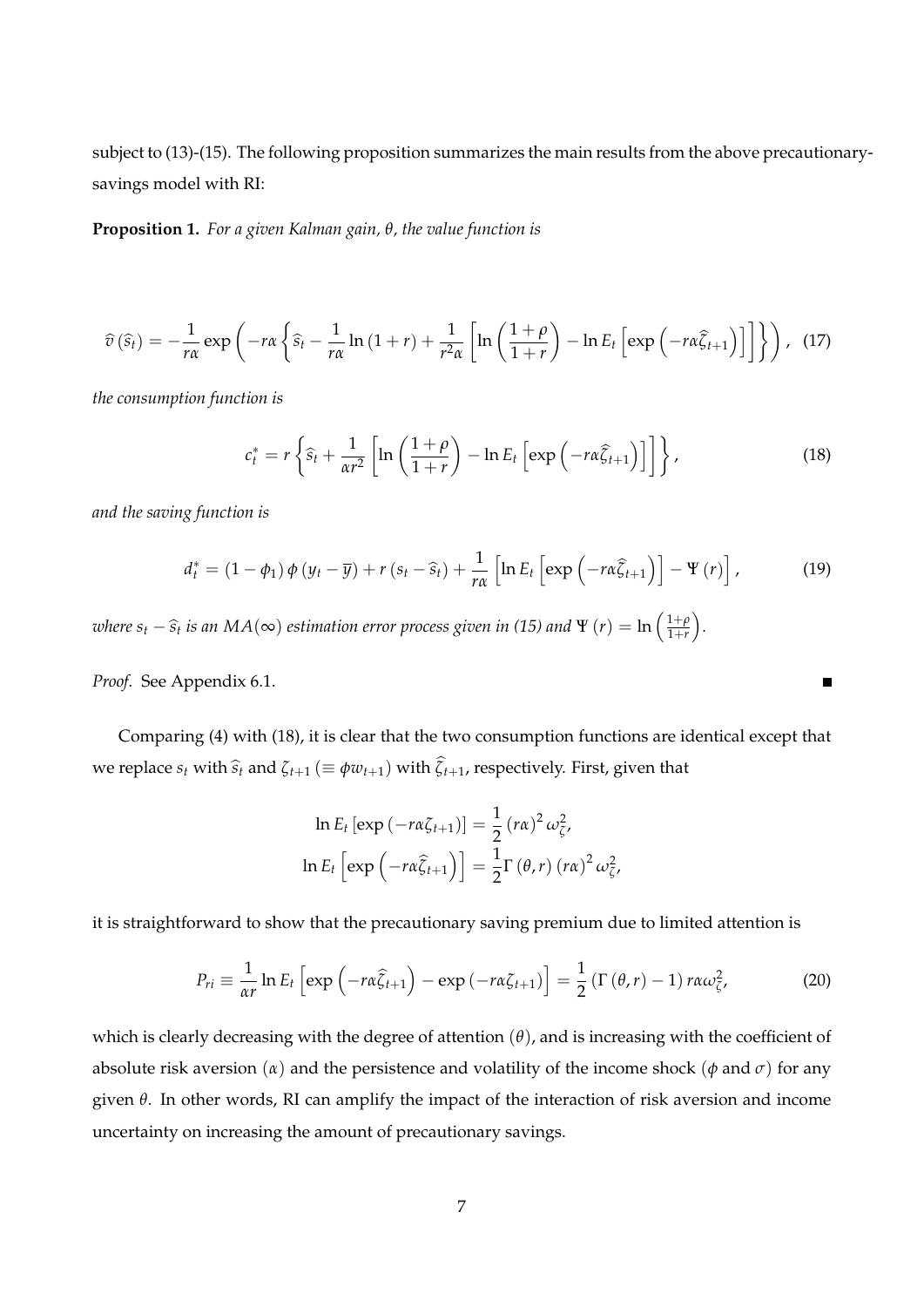subject to (13)-(15). The following proposition summarizes the main results from the above precautionary-savings model with RI:

**Proposition 1.** *For a given Kalman gain, $\theta$, the value function is*

$$\widehat{v}\left(\widehat{s}_t\right)=-\frac{1}{r\alpha}\exp\left(-r\alpha\left\{\widehat{s}_t-\frac{1}{r\alpha}\ln\left(1+r\right)+\frac{1}{r^2\alpha}\left[\ln\left(\frac{1+\rho}{1+r}\right)-\ln E_t\left[\exp\left(-r\alpha\widehat{\zeta}_{t+1}\right)\right]\right]\right\}\right),\quad (17)$$

*the consumption function is*

$$c_t^*=r\left\{\widehat{s}_t+\frac{1}{\alpha r^2}\left[\ln\left(\frac{1+\rho}{1+r}\right)-\ln E_t\left[\exp\left(-r\alpha\widehat{\zeta}_{t+1}\right)\right]\right]\right\},\quad (18)$$

*and the saving function is*

$$d_t^*=\left(1-\phi_1\right)\phi\left(y_t-\overline{y}\right)+r\left(s_t-\widehat{s}_t\right)+\frac{1}{r\alpha}\left[\ln E_t\left[\exp\left(-r\alpha\widehat{\zeta}_{t+1}\right)\right]-\Psi\left(r\right)\right],\quad (19)$$

*where $s_t-\widehat{s}_t$ is an $MA(\infty)$ estimation error process given in (15) and $\Psi\left(r\right)=\ln\left(\frac{1+\rho}{1+r}\right)$.*

*Proof.* See Appendix 6.1. ∎

Comparing (4) with (18), it is clear that the two consumption functions are identical except that we replace $s_t$ with $\widehat{s}_t$ and $\zeta_{t+1}$ ($\equiv\phi w_{t+1}$) with $\widehat{\zeta}_{t+1}$, respectively. First, given that

$$\ln E_t\left[\exp\left(-r\alpha\zeta_{t+1}\right)\right]=\frac{1}{2}\left(r\alpha\right)^2\omega_{\zeta}^2,$$
$$\ln E_t\left[\exp\left(-r\alpha\widehat{\zeta}_{t+1}\right)\right]=\frac{1}{2}\Gamma\left(\theta,r\right)\left(r\alpha\right)^2\omega_{\zeta}^2,$$

it is straightforward to show that the precautionary saving premium due to limited attention is

$$P_{ri}\equiv\frac{1}{\alpha r}\ln E_t\left[\exp\left(-r\alpha\widehat{\zeta}_{t+1}\right)-\exp\left(-r\alpha\zeta_{t+1}\right)\right]=\frac{1}{2}\left(\Gamma\left(\theta,r\right)-1\right)r\alpha\omega_{\zeta}^2,\quad (20)$$

which is clearly decreasing with the degree of attention ($\theta$), and is increasing with the coefficient of absolute risk aversion ($\alpha$) and the persistence and volatility of the income shock ($\phi$ and $\sigma$) for any given $\theta$. In other words, RI can amplify the impact of the interaction of risk aversion and income uncertainty on increasing the amount of precautionary savings.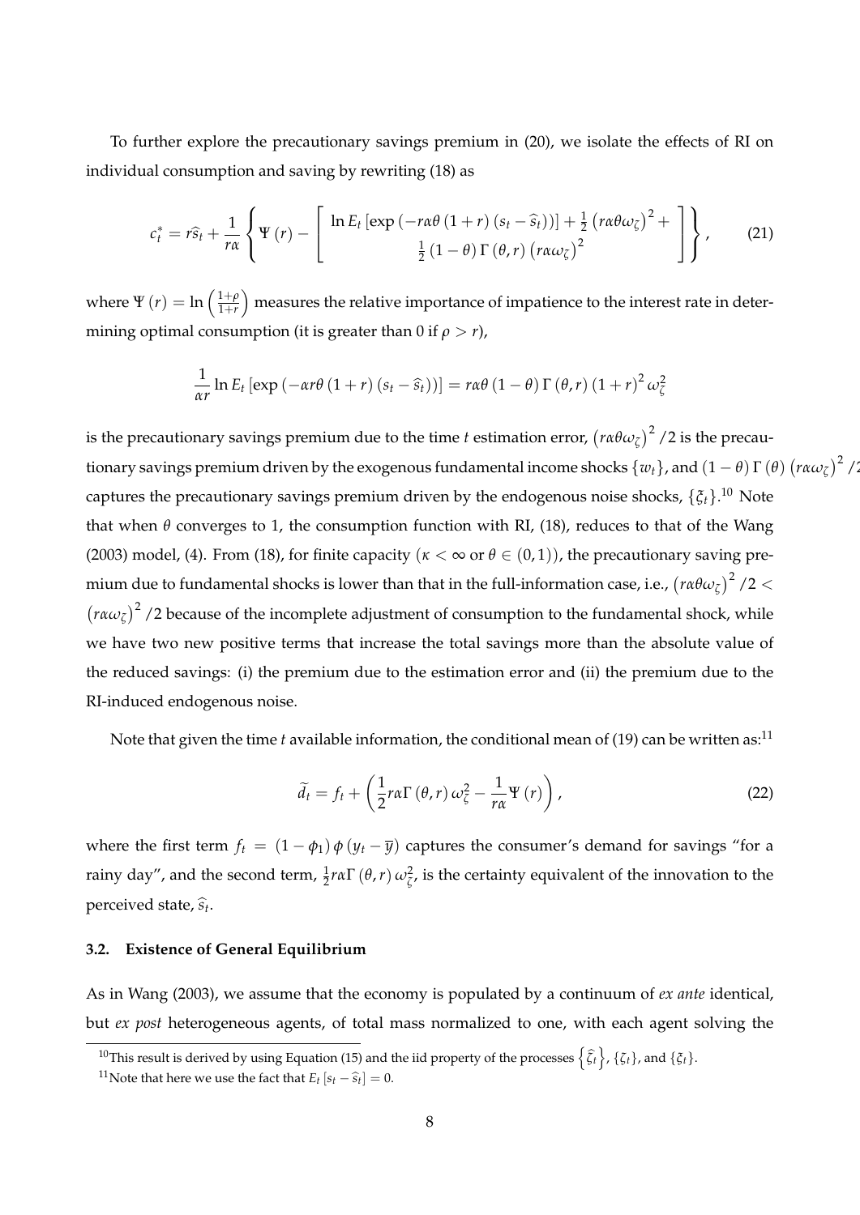To further explore the precautionary savings premium in (20), we isolate the effects of RI on individual consumption and saving by rewriting (18) as

$$c_t^* = r\widehat{s}_t + \frac{1}{r\alpha}\left\{\Psi(r) - \left[\begin{array}{c}\ln E_t\left[\exp\left(-r\alpha\theta(1+r)(s_t-\widehat{s}_t)\right)\right] + \frac{1}{2}\left(r\alpha\theta\omega_\zeta\right)^2 + \\ \frac{1}{2}(1-\theta)\Gamma(\theta,r)\left(r\alpha\omega_\zeta\right)^2\end{array}\right]\right\}, \tag{21}$$

where $\Psi(r) = \ln\left(\frac{1+\rho}{1+r}\right)$ measures the relative importance of impatience to the interest rate in determining optimal consumption (it is greater than 0 if $\rho > r$),

$$\frac{1}{\alpha r}\ln E_t\left[\exp\left(-\alpha r\theta(1+r)(s_t-\widehat{s}_t)\right)\right] = r\alpha\theta(1-\theta)\Gamma(\theta,r)(1+r)^2\omega_\zeta^2$$

is the precautionary savings premium due to the time $t$ estimation error, $\left(r\alpha\theta\omega_\zeta\right)^2/2$ is the precautionary savings premium driven by the exogenous fundamental income shocks $\{w_t\}$, and $(1-\theta)\Gamma(\theta)\left(r\alpha\omega_\zeta\right)^2/2$ captures the precautionary savings premium driven by the endogenous noise shocks, $\{\xi_t\}$.[10] Note that when $\theta$ converges to 1, the consumption function with RI, (18), reduces to that of the Wang (2003) model, (4). From (18), for finite capacity ($\kappa < \infty$ or $\theta \in (0,1)$), the precautionary saving premium due to fundamental shocks is lower than that in the full-information case, i.e., $\left(r\alpha\theta\omega_\zeta\right)^2/2 < \left(r\alpha\omega_\zeta\right)^2/2$ because of the incomplete adjustment of consumption to the fundamental shock, while we have two new positive terms that increase the total savings more than the absolute value of the reduced savings: (i) the premium due to the estimation error and (ii) the premium due to the RI-induced endogenous noise.

Note that given the time $t$ available information, the conditional mean of (19) can be written as:[11]

$$\widetilde{d}_t = f_t + \left(\frac{1}{2}r\alpha\Gamma(\theta,r)\omega_\zeta^2 - \frac{1}{r\alpha}\Psi(r)\right), \tag{22}$$

where the first term $f_t = (1-\phi_1)\phi(y_t-\overline{y})$ captures the consumer's demand for savings "for a rainy day", and the second term, $\frac{1}{2}r\alpha\Gamma(\theta,r)\omega_\zeta^2$, is the certainty equivalent of the innovation to the perceived state, $\widehat{s}_t$.

### 3.2. Existence of General Equilibrium

As in Wang (2003), we assume that the economy is populated by a continuum of *ex ante* identical, but *ex post* heterogeneous agents, of total mass normalized to one, with each agent solving the

---

[10] This result is derived by using Equation (15) and the iid property of the processes $\left\{\widehat{\zeta}_t\right\}$, $\{\zeta_t\}$, and $\{\xi_t\}$.

[11] Note that here we use the fact that $E_t\left[s_t - \widehat{s}_t\right] = 0$.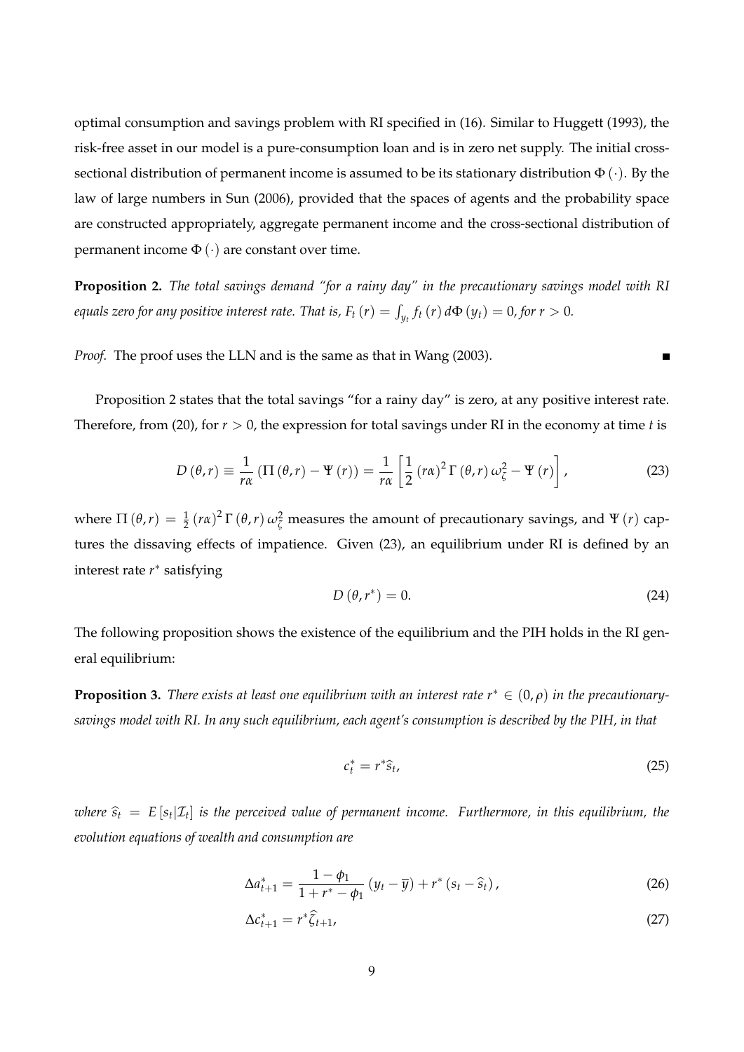optimal consumption and savings problem with RI specified in (16). Similar to Huggett (1993), the risk-free asset in our model is a pure-consumption loan and is in zero net supply. The initial cross-sectional distribution of permanent income is assumed to be its stationary distribution $\Phi(\cdot)$. By the law of large numbers in Sun (2006), provided that the spaces of agents and the probability space are constructed appropriately, aggregate permanent income and the cross-sectional distribution of permanent income $\Phi(\cdot)$ are constant over time.

**Proposition 2.** *The total savings demand "for a rainy day" in the precautionary savings model with RI equals zero for any positive interest rate. That is,* $F_t(r) = \int_{y_t} f_t(r) \, d\Phi(y_t) = 0$*, for* $r > 0$*.*

*Proof.* The proof uses the LLN and is the same as that in Wang (2003). ∎

Proposition 2 states that the total savings "for a rainy day" is zero, at any positive interest rate. Therefore, from (20), for $r > 0$, the expression for total savings under RI in the economy at time $t$ is

$$D(\theta, r) \equiv \frac{1}{r\alpha}\left(\Pi(\theta, r) - \Psi(r)\right) = \frac{1}{r\alpha}\left[\frac{1}{2}(r\alpha)^2 \Gamma(\theta, r)\,\omega_\zeta^2 - \Psi(r)\right], \tag{23}$$

where $\Pi(\theta, r) = \frac{1}{2}(r\alpha)^2 \Gamma(\theta, r)\,\omega_\zeta^2$ measures the amount of precautionary savings, and $\Psi(r)$ captures the dissaving effects of impatience. Given (23), an equilibrium under RI is defined by an interest rate $r^*$ satisfying

$$D(\theta, r^*) = 0. \tag{24}$$

The following proposition shows the existence of the equilibrium and the PIH holds in the RI general equilibrium:

**Proposition 3.** *There exists at least one equilibrium with an interest rate* $r^* \in (0, \rho)$ *in the precautionary-savings model with RI. In any such equilibrium, each agent's consumption is described by the PIH, in that*

$$c_t^* = r^* \widehat{s}_t, \tag{25}$$

*where* $\widehat{s}_t = E[s_t | \mathcal{I}_t]$ *is the perceived value of permanent income. Furthermore, in this equilibrium, the evolution equations of wealth and consumption are*

$$\Delta a_{t+1}^* = \frac{1-\phi_1}{1+r^*-\phi_1}(y_t - \overline{y}) + r^*(s_t - \widehat{s}_t), \tag{26}$$

$$\Delta c_{t+1}^* = r^* \widehat{\zeta}_{t+1}, \tag{27}$$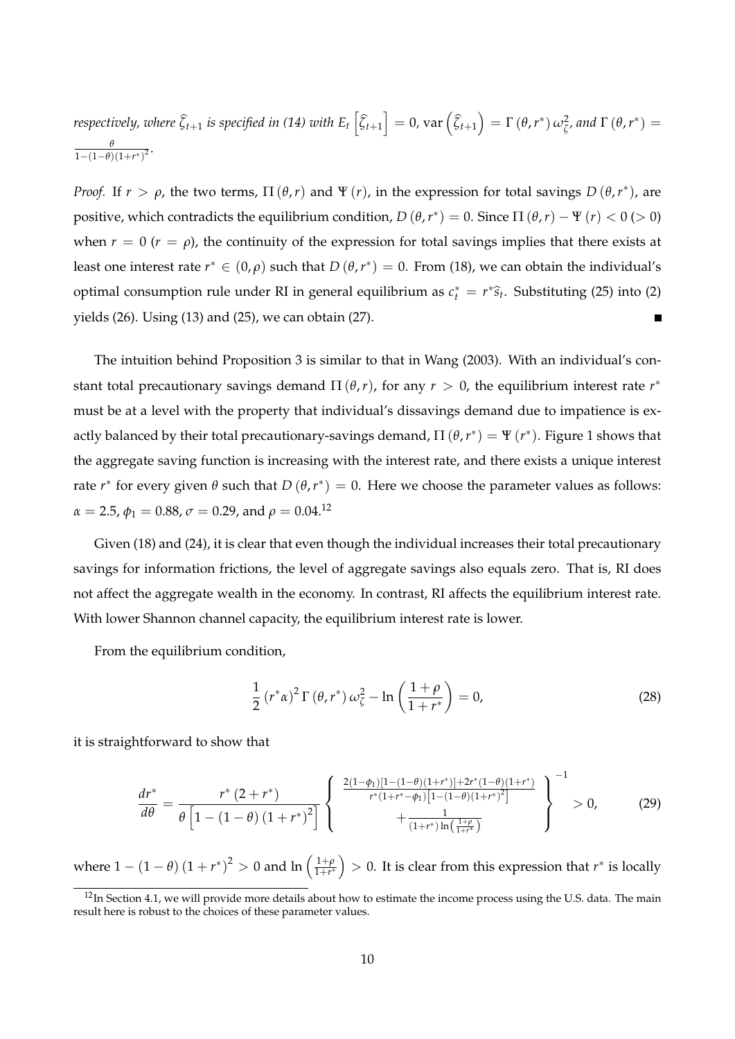*respectively, where* $\widehat{\zeta}_{t+1}$ *is specified in (14) with* $E_t\left[\widehat{\zeta}_{t+1}\right]=0$, $\operatorname{var}\left(\widehat{\zeta}_{t+1}\right)=\Gamma\left(\theta,r^*\right)\omega_{\zeta}^2$, *and* $\Gamma\left(\theta,r^*\right)=\frac{\theta}{1-(1-\theta)(1+r^*)^2}$.

*Proof.* If $r>\rho$, the two terms, $\Pi\left(\theta,r\right)$ and $\Psi\left(r\right)$, in the expression for total savings $D\left(\theta,r^*\right)$, are positive, which contradicts the equilibrium condition, $D\left(\theta,r^*\right)=0$. Since $\Pi\left(\theta,r\right)-\Psi\left(r\right)<0$ $(>0)$ when $r=0$ $(r=\rho)$, the continuity of the expression for total savings implies that there exists at least one interest rate $r^*\in(0,\rho)$ such that $D\left(\theta,r^*\right)=0$. From (18), we can obtain the individual's optimal consumption rule under RI in general equilibrium as $c_t^*=r^*\widehat{s}_t$. Substituting (25) into (2) yields (26). Using (13) and (25), we can obtain (27). ∎

The intuition behind Proposition 3 is similar to that in Wang (2003). With an individual's constant total precautionary savings demand $\Pi\left(\theta,r\right)$, for any $r>0$, the equilibrium interest rate $r^*$ must be at a level with the property that individual's dissavings demand due to impatience is exactly balanced by their total precautionary-savings demand, $\Pi\left(\theta,r^*\right)=\Psi\left(r^*\right)$. Figure 1 shows that the aggregate saving function is increasing with the interest rate, and there exists a unique interest rate $r^*$ for every given $\theta$ such that $D\left(\theta,r^*\right)=0$. Here we choose the parameter values as follows: $\alpha=2.5$, $\phi_1=0.88$, $\sigma=0.29$, and $\rho=0.04$.[12]

Given (18) and (24), it is clear that even though the individual increases their total precautionary savings for information frictions, the level of aggregate savings also equals zero. That is, RI does not affect the aggregate wealth in the economy. In contrast, RI affects the equilibrium interest rate. With lower Shannon channel capacity, the equilibrium interest rate is lower.

From the equilibrium condition,

$$\frac{1}{2}\left(r^*\alpha\right)^2\Gamma\left(\theta,r^*\right)\omega_{\zeta}^2-\ln\left(\frac{1+\rho}{1+r^*}\right)=0, \tag{28}$$

it is straightforward to show that

$$\frac{dr^*}{d\theta}=\frac{r^*\left(2+r^*\right)}{\theta\left[1-\left(1-\theta\right)\left(1+r^*\right)^2\right]}\left\{\begin{array}{c}\frac{2(1-\phi_1)\left[1-(1-\theta)(1+r^*)\right]+2r^*(1-\theta)(1+r^*)}{r^*(1+r^*-\phi_1)\left[1-(1-\theta)(1+r^*)^2\right]}\\+\frac{1}{(1+r^*)\ln\left(\frac{1+\rho}{1+r^*}\right)}\end{array}\right\}^{-1}>0, \tag{29}$$

where $1-\left(1-\theta\right)\left(1+r^*\right)^2>0$ and $\ln\left(\frac{1+\rho}{1+r^*}\right)>0$. It is clear from this expression that $r^*$ is locally

[12] In Section 4.1, we will provide more details about how to estimate the income process using the U.S. data. The main result here is robust to the choices of these parameter values.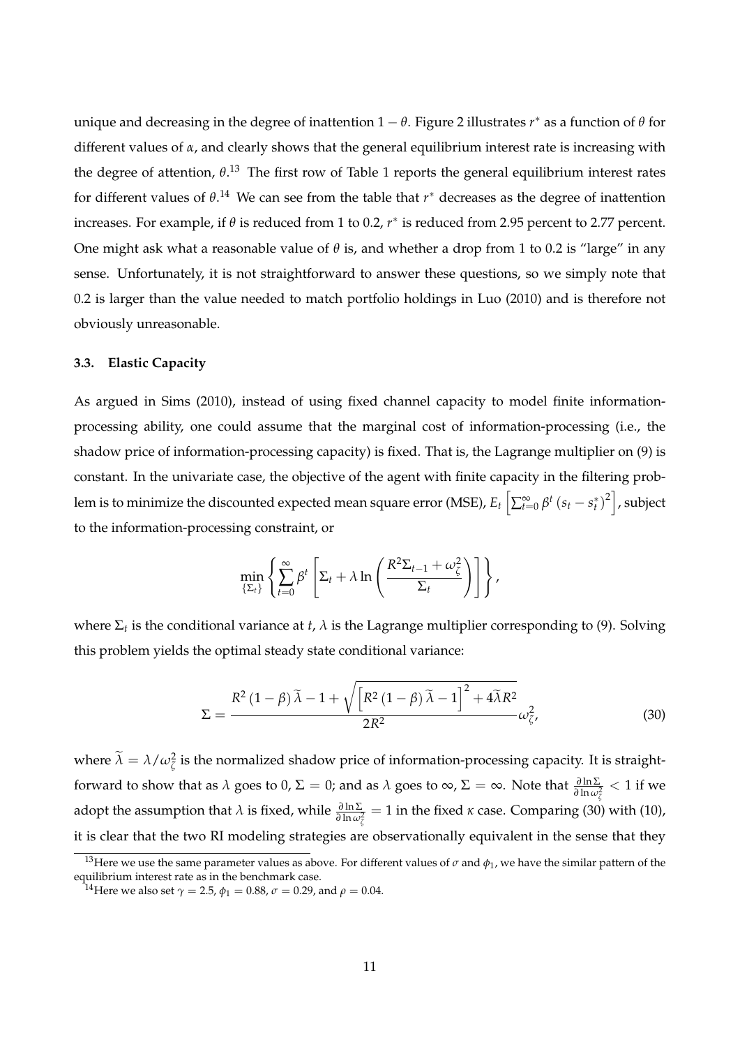unique and decreasing in the degree of inattention $1-\theta$. Figure 2 illustrates $r^*$ as a function of $\theta$ for different values of $\alpha$, and clearly shows that the general equilibrium interest rate is increasing with the degree of attention, $\theta$.[13] The first row of Table 1 reports the general equilibrium interest rates for different values of $\theta$.[14] We can see from the table that $r^*$ decreases as the degree of inattention increases. For example, if $\theta$ is reduced from 1 to 0.2, $r^*$ is reduced from 2.95 percent to 2.77 percent. One might ask what a reasonable value of $\theta$ is, and whether a drop from 1 to 0.2 is "large" in any sense. Unfortunately, it is not straightforward to answer these questions, so we simply note that 0.2 is larger than the value needed to match portfolio holdings in Luo (2010) and is therefore not obviously unreasonable.

### 3.3. Elastic Capacity

As argued in Sims (2010), instead of using fixed channel capacity to model finite information-processing ability, one could assume that the marginal cost of information-processing (i.e., the shadow price of information-processing capacity) is fixed. That is, the Lagrange multiplier on (9) is constant. In the univariate case, the objective of the agent with finite capacity in the filtering problem is to minimize the discounted expected mean square error (MSE), $E_t\left[\sum_{t=0}^{\infty}\beta^t\left(s_t-s_t^*\right)^2\right]$, subject to the information-processing constraint, or

$$\min_{\{\Sigma_t\}}\left\{\sum_{t=0}^{\infty}\beta^t\left[\Sigma_t+\lambda\ln\left(\frac{R^2\Sigma_{t-1}+\omega_\zeta^2}{\Sigma_t}\right)\right]\right\},$$

where $\Sigma_t$ is the conditional variance at $t$, $\lambda$ is the Lagrange multiplier corresponding to (9). Solving this problem yields the optimal steady state conditional variance:

$$\Sigma=\frac{R^2\left(1-\beta\right)\widetilde{\lambda}-1+\sqrt{\left[R^2\left(1-\beta\right)\widetilde{\lambda}-1\right]^2+4\widetilde{\lambda}R^2}}{2R^2}\omega_\zeta^2, \tag{30}$$

where $\widetilde{\lambda}=\lambda/\omega_\zeta^2$ is the normalized shadow price of information-processing capacity. It is straightforward to show that as $\lambda$ goes to 0, $\Sigma=0$; and as $\lambda$ goes to $\infty$, $\Sigma=\infty$. Note that $\frac{\partial\ln\Sigma}{\partial\ln\omega_\zeta^2}<1$ if we adopt the assumption that $\lambda$ is fixed, while $\frac{\partial\ln\Sigma}{\partial\ln\omega_\zeta^2}=1$ in the fixed $\kappa$ case. Comparing (30) with (10), it is clear that the two RI modeling strategies are observationally equivalent in the sense that they

[13] Here we use the same parameter values as above. For different values of $\sigma$ and $\phi_1$, we have the similar pattern of the equilibrium interest rate as in the benchmark case.

[14] Here we also set $\gamma=2.5$, $\phi_1=0.88$, $\sigma=0.29$, and $\rho=0.04$.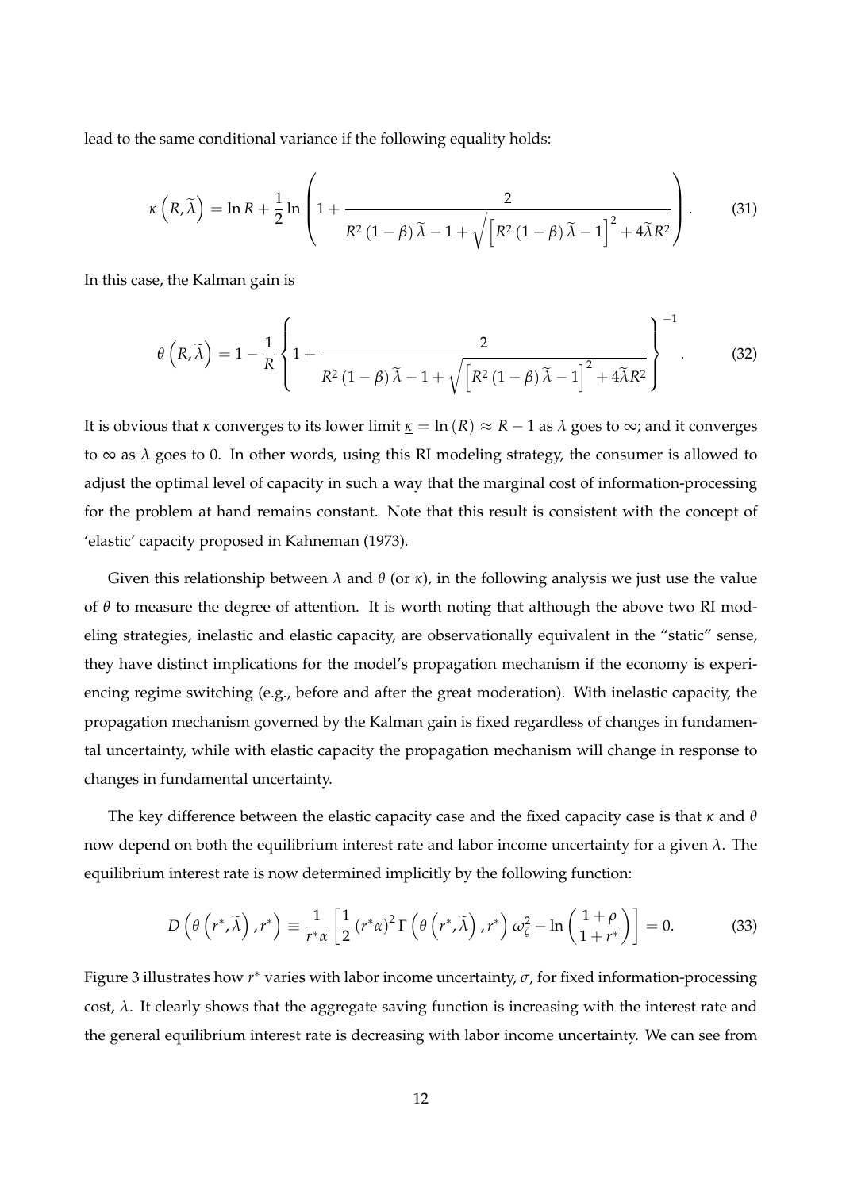lead to the same conditional variance if the following equality holds:

$$\kappa\left(R,\widetilde{\lambda}\right)=\ln R+\frac{1}{2}\ln\left(1+\frac{2}{R^{2}\left(1-\beta\right)\widetilde{\lambda}-1+\sqrt{\left[R^{2}\left(1-\beta\right)\widetilde{\lambda}-1\right]^{2}+4\widetilde{\lambda}R^{2}}}\right). \tag{31}$$

In this case, the Kalman gain is

$$\theta\left(R,\widetilde{\lambda}\right)=1-\frac{1}{R}\left\{1+\frac{2}{R^{2}\left(1-\beta\right)\widetilde{\lambda}-1+\sqrt{\left[R^{2}\left(1-\beta\right)\widetilde{\lambda}-1\right]^{2}+4\widetilde{\lambda}R^{2}}}\right\}^{-1}. \tag{32}$$

It is obvious that $\kappa$ converges to its lower limit $\underline{\kappa}=\ln\left(R\right)\approx R-1$ as $\lambda$ goes to $\infty$; and it converges to $\infty$ as $\lambda$ goes to 0. In other words, using this RI modeling strategy, the consumer is allowed to adjust the optimal level of capacity in such a way that the marginal cost of information-processing for the problem at hand remains constant. Note that this result is consistent with the concept of 'elastic' capacity proposed in Kahneman (1973).

Given this relationship between $\lambda$ and $\theta$ (or $\kappa$), in the following analysis we just use the value of $\theta$ to measure the degree of attention. It is worth noting that although the above two RI modeling strategies, inelastic and elastic capacity, are observationally equivalent in the "static" sense, they have distinct implications for the model's propagation mechanism if the economy is experiencing regime switching (e.g., before and after the great moderation). With inelastic capacity, the propagation mechanism governed by the Kalman gain is fixed regardless of changes in fundamental uncertainty, while with elastic capacity the propagation mechanism will change in response to changes in fundamental uncertainty.

The key difference between the elastic capacity case and the fixed capacity case is that $\kappa$ and $\theta$ now depend on both the equilibrium interest rate and labor income uncertainty for a given $\lambda$. The equilibrium interest rate is now determined implicitly by the following function:

$$D\left(\theta\left(r^{*},\widetilde{\lambda}\right),r^{*}\right)\equiv\frac{1}{r^{*}\alpha}\left[\frac{1}{2}\left(r^{*}\alpha\right)^{2}\Gamma\left(\theta\left(r^{*},\widetilde{\lambda}\right),r^{*}\right)\omega_{\zeta}^{2}-\ln\left(\frac{1+\rho}{1+r^{*}}\right)\right]=0. \tag{33}$$

Figure 3 illustrates how $r^{*}$ varies with labor income uncertainty, $\sigma$, for fixed information-processing cost, $\lambda$. It clearly shows that the aggregate saving function is increasing with the interest rate and the general equilibrium interest rate is decreasing with labor income uncertainty. We can see from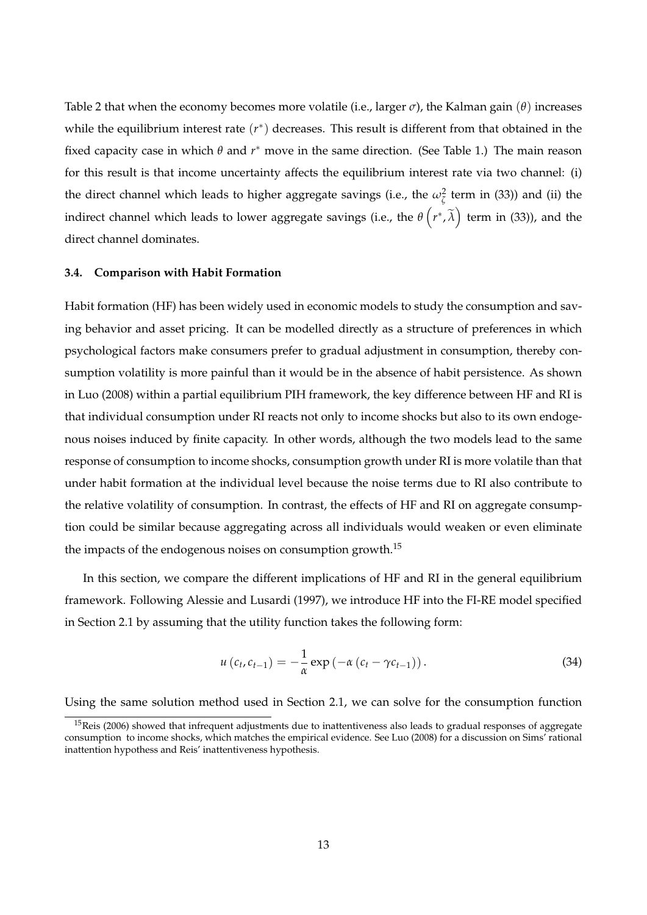Table 2 that when the economy becomes more volatile (i.e., larger $\sigma$), the Kalman gain $(\theta)$ increases while the equilibrium interest rate $(r^*)$ decreases. This result is different from that obtained in the fixed capacity case in which $\theta$ and $r^*$ move in the same direction. (See Table 1.) The main reason for this result is that income uncertainty affects the equilibrium interest rate via two channel: (i) the direct channel which leads to higher aggregate savings (i.e., the $\omega_\zeta^2$ term in (33)) and (ii) the indirect channel which leads to lower aggregate savings (i.e., the $\theta\left(r^*, \widetilde{\lambda}\right)$ term in (33)), and the direct channel dominates.

### 3.4. Comparison with Habit Formation

Habit formation (HF) has been widely used in economic models to study the consumption and saving behavior and asset pricing. It can be modelled directly as a structure of preferences in which psychological factors make consumers prefer to gradual adjustment in consumption, thereby consumption volatility is more painful than it would be in the absence of habit persistence. As shown in Luo (2008) within a partial equilibrium PIH framework, the key difference between HF and RI is that individual consumption under RI reacts not only to income shocks but also to its own endogenous noises induced by finite capacity. In other words, although the two models lead to the same response of consumption to income shocks, consumption growth under RI is more volatile than that under habit formation at the individual level because the noise terms due to RI also contribute to the relative volatility of consumption. In contrast, the effects of HF and RI on aggregate consumption could be similar because aggregating across all individuals would weaken or even eliminate the impacts of the endogenous noises on consumption growth.[15]

In this section, we compare the different implications of HF and RI in the general equilibrium framework. Following Alessie and Lusardi (1997), we introduce HF into the FI-RE model specified in Section 2.1 by assuming that the utility function takes the following form:

$$u\left(c_t, c_{t-1}\right) = -\frac{1}{\alpha}\exp\left(-\alpha\left(c_t - \gamma c_{t-1}\right)\right). \tag{34}$$

Using the same solution method used in Section 2.1, we can solve for the consumption function

[15] Reis (2006) showed that infrequent adjustments due to inattentiveness also leads to gradual responses of aggregate consumption to income shocks, which matches the empirical evidence. See Luo (2008) for a discussion on Sims' rational inattention hypothess and Reis' inattentiveness hypothesis.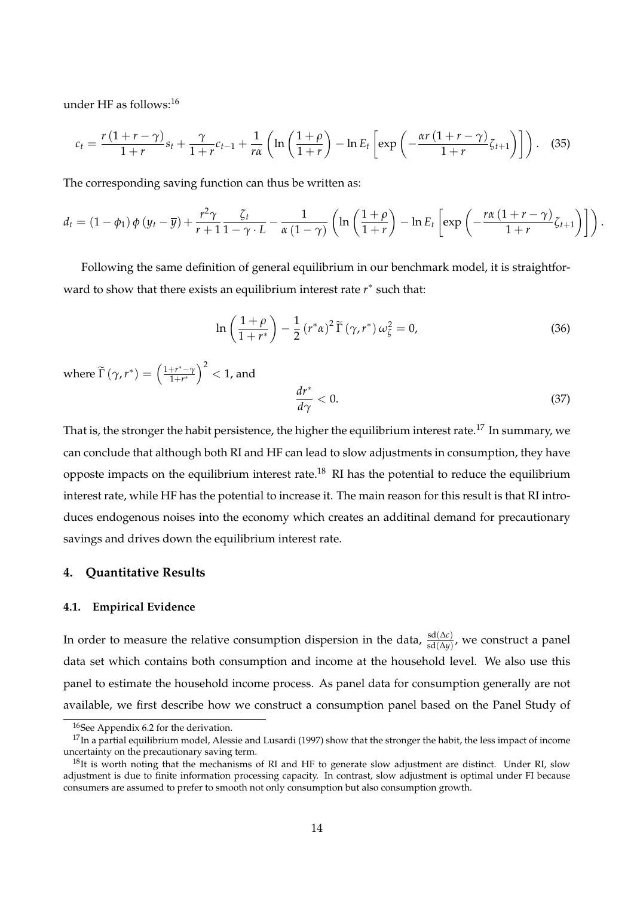under HF as follows:[16]

$$c_t = \frac{r(1+r-\gamma)}{1+r} s_t + \frac{\gamma}{1+r} c_{t-1} + \frac{1}{r\alpha} \left( \ln \left( \frac{1+\rho}{1+r} \right) - \ln E_t \left[ \exp \left( -\frac{\alpha r (1+r-\gamma)}{1+r} \zeta_{t+1} \right) \right] \right). \quad (35)$$

The corresponding saving function can thus be written as:

$$d_t = (1-\phi_1) \phi (y_t - \overline{y}) + \frac{r^2 \gamma}{r+1} \frac{\zeta_t}{1-\gamma \cdot L} - \frac{1}{\alpha(1-\gamma)} \left( \ln \left( \frac{1+\rho}{1+r} \right) - \ln E_t \left[ \exp \left( -\frac{r\alpha (1+r-\gamma)}{1+r} \zeta_{t+1} \right) \right] \right).$$

Following the same definition of general equilibrium in our benchmark model, it is straightforward to show that there exists an equilibrium interest rate $r^*$ such that:

$$\ln \left( \frac{1+\rho}{1+r^*} \right) - \frac{1}{2} (r^* \alpha)^2 \widetilde{\Gamma}(\gamma, r^*) \omega_\zeta^2 = 0, \quad (36)$$

where $\widetilde{\Gamma}(\gamma, r^*) = \left( \frac{1+r^*-\gamma}{1+r^*} \right)^2 < 1$, and

$$\frac{dr^*}{d\gamma} < 0. \quad (37)$$

That is, the stronger the habit persistence, the higher the equilibrium interest rate.[17] In summary, we can conclude that although both RI and HF can lead to slow adjustments in consumption, they have opposte impacts on the equilibrium interest rate.[18] RI has the potential to reduce the equilibrium interest rate, while HF has the potential to increase it. The main reason for this result is that RI introduces endogenous noises into the economy which creates an additinal demand for precautionary savings and drives down the equilibrium interest rate.

## 4. Quantitative Results

### 4.1. Empirical Evidence

In order to measure the relative consumption dispersion in the data, $\frac{\text{sd}(\Delta c)}{\text{sd}(\Delta y)}$, we construct a panel data set which contains both consumption and income at the household level. We also use this panel to estimate the household income process. As panel data for consumption generally are not available, we first describe how we construct a consumption panel based on the Panel Study of

[16] See Appendix 6.2 for the derivation.

[17] In a partial equilibrium model, Alessie and Lusardi (1997) show that the stronger the habit, the less impact of income uncertainty on the precautionary saving term.

[18] It is worth noting that the mechanisms of RI and HF to generate slow adjustment are distinct. Under RI, slow adjustment is due to finite information processing capacity. In contrast, slow adjustment is optimal under FI because consumers are assumed to prefer to smooth not only consumption but also consumption growth.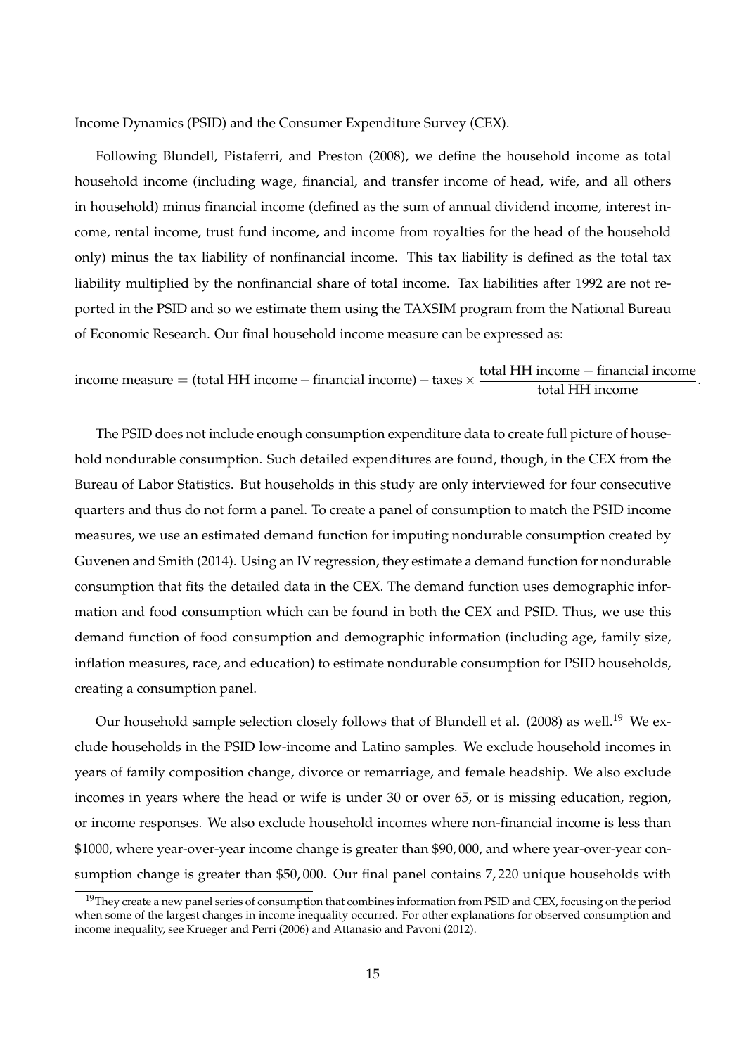Income Dynamics (PSID) and the Consumer Expenditure Survey (CEX).

Following Blundell, Pistaferri, and Preston (2008), we define the household income as total household income (including wage, financial, and transfer income of head, wife, and all others in household) minus financial income (defined as the sum of annual dividend income, interest income, rental income, trust fund income, and income from royalties for the head of the household only) minus the tax liability of nonfinancial income. This tax liability is defined as the total tax liability multiplied by the nonfinancial share of total income. Tax liabilities after 1992 are not reported in the PSID and so we estimate them using the TAXSIM program from the National Bureau of Economic Research. Our final household income measure can be expressed as:

$$\text{income measure} = (\text{total HH income} - \text{financial income}) - \text{taxes} \times \frac{\text{total HH income} - \text{financial income}}{\text{total HH income}}.$$

The PSID does not include enough consumption expenditure data to create full picture of household nondurable consumption. Such detailed expenditures are found, though, in the CEX from the Bureau of Labor Statistics. But households in this study are only interviewed for four consecutive quarters and thus do not form a panel. To create a panel of consumption to match the PSID income measures, we use an estimated demand function for imputing nondurable consumption created by Guvenen and Smith (2014). Using an IV regression, they estimate a demand function for nondurable consumption that fits the detailed data in the CEX. The demand function uses demographic information and food consumption which can be found in both the CEX and PSID. Thus, we use this demand function of food consumption and demographic information (including age, family size, inflation measures, race, and education) to estimate nondurable consumption for PSID households, creating a consumption panel.

Our household sample selection closely follows that of Blundell et al. (2008) as well.[19] We exclude households in the PSID low-income and Latino samples. We exclude household incomes in years of family composition change, divorce or remarriage, and female headship. We also exclude incomes in years where the head or wife is under 30 or over 65, or is missing education, region, or income responses. We also exclude household incomes where non-financial income is less than \$1000, where year-over-year income change is greater than \$90,000, and where year-over-year consumption change is greater than \$50,000. Our final panel contains 7,220 unique households with

[19] They create a new panel series of consumption that combines information from PSID and CEX, focusing on the period when some of the largest changes in income inequality occurred. For other explanations for observed consumption and income inequality, see Krueger and Perri (2006) and Attanasio and Pavoni (2012).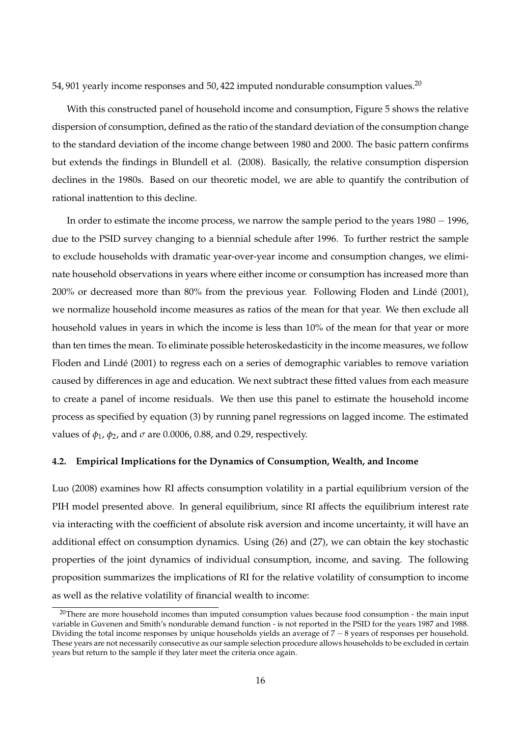54,901 yearly income responses and 50,422 imputed nondurable consumption values.[20]

With this constructed panel of household income and consumption, Figure 5 shows the relative dispersion of consumption, defined as the ratio of the standard deviation of the consumption change to the standard deviation of the income change between 1980 and 2000. The basic pattern confirms but extends the findings in Blundell et al. (2008). Basically, the relative consumption dispersion declines in the 1980s. Based on our theoretic model, we are able to quantify the contribution of rational inattention to this decline.

In order to estimate the income process, we narrow the sample period to the years $1980-1996$, due to the PSID survey changing to a biennial schedule after 1996. To further restrict the sample to exclude households with dramatic year-over-year income and consumption changes, we eliminate household observations in years where either income or consumption has increased more than 200% or decreased more than 80% from the previous year. Following Floden and Lindé (2001), we normalize household income measures as ratios of the mean for that year. We then exclude all household values in years in which the income is less than 10% of the mean for that year or more than ten times the mean. To eliminate possible heteroskedasticity in the income measures, we follow Floden and Lindé (2001) to regress each on a series of demographic variables to remove variation caused by differences in age and education. We next subtract these fitted values from each measure to create a panel of income residuals. We then use this panel to estimate the household income process as specified by equation (3) by running panel regressions on lagged income. The estimated values of $\phi_1$, $\phi_2$, and $\sigma$ are 0.0006, 0.88, and 0.29, respectively.

### 4.2. Empirical Implications for the Dynamics of Consumption, Wealth, and Income

Luo (2008) examines how RI affects consumption volatility in a partial equilibrium version of the PIH model presented above. In general equilibrium, since RI affects the equilibrium interest rate via interacting with the coefficient of absolute risk aversion and income uncertainty, it will have an additional effect on consumption dynamics. Using (26) and (27), we can obtain the key stochastic properties of the joint dynamics of individual consumption, income, and saving. The following proposition summarizes the implications of RI for the relative volatility of consumption to income as well as the relative volatility of financial wealth to income:

[20] There are more household incomes than imputed consumption values because food consumption - the main input variable in Guvenen and Smith's nondurable demand function - is not reported in the PSID for the years 1987 and 1988. Dividing the total income responses by unique households yields an average of $7-8$ years of responses per household. These years are not necessarily consecutive as our sample selection procedure allows households to be excluded in certain years but return to the sample if they later meet the criteria once again.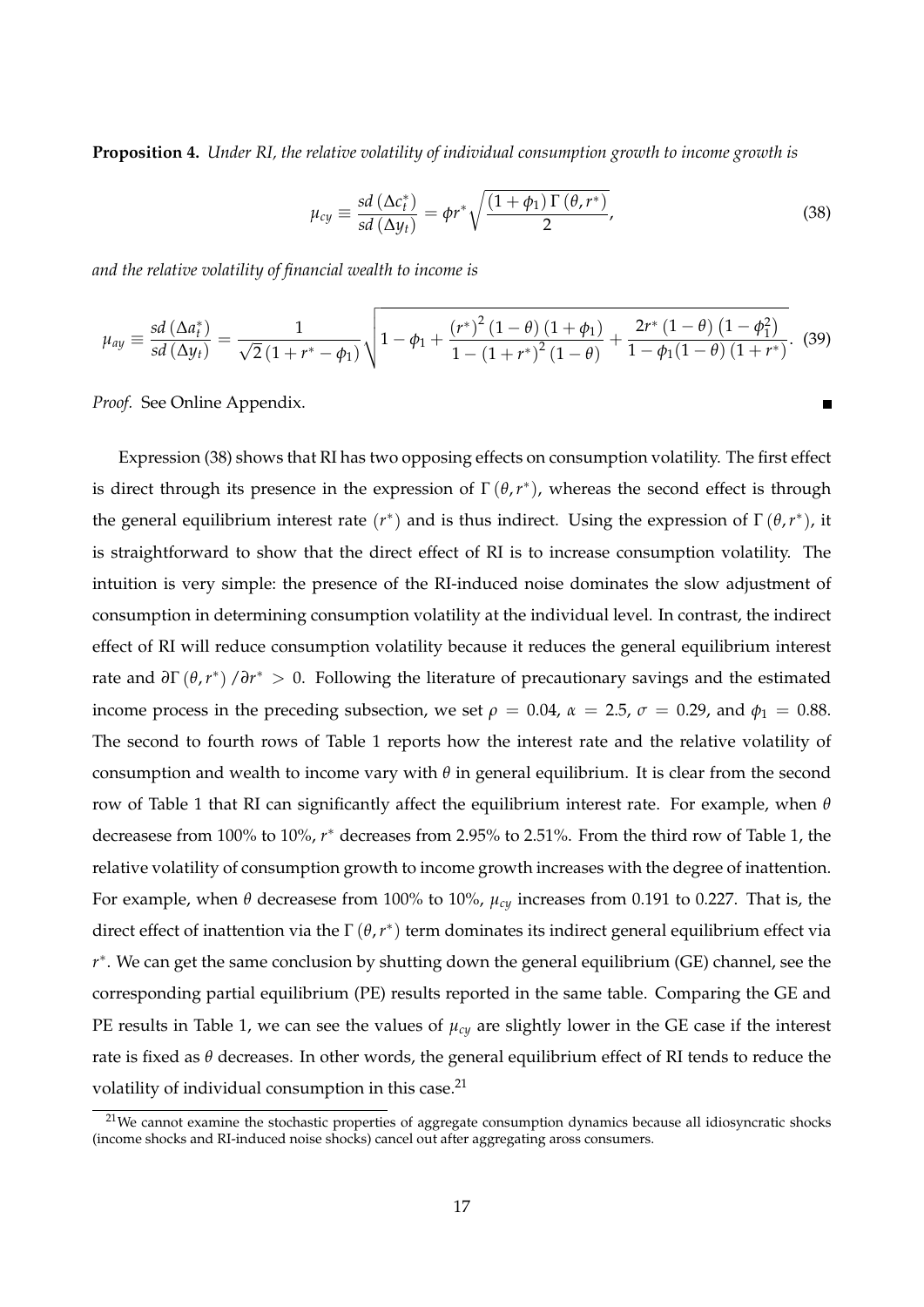**Proposition 4.** *Under RI, the relative volatility of individual consumption growth to income growth is*

$$\mu_{cy} \equiv \frac{sd\left(\Delta c_t^*\right)}{sd\left(\Delta y_t\right)} = \phi r^* \sqrt{\frac{\left(1+\phi_1\right)\Gamma\left(\theta, r^*\right)}{2}}, \tag{38}$$

*and the relative volatility of financial wealth to income is*

$$\mu_{ay} \equiv \frac{sd\left(\Delta a_t^*\right)}{sd\left(\Delta y_t\right)} = \frac{1}{\sqrt{2}\left(1+r^*-\phi_1\right)} \sqrt{1-\phi_1 + \frac{\left(r^*\right)^2\left(1-\theta\right)\left(1+\phi_1\right)}{1-\left(1+r^*\right)^2\left(1-\theta\right)} + \frac{2r^*\left(1-\theta\right)\left(1-\phi_1^2\right)}{1-\phi_1(1-\theta)\left(1+r^*\right)}}. \tag{39}$$

*Proof.* See Online Appendix. ∎

Expression (38) shows that RI has two opposing effects on consumption volatility. The first effect is direct through its presence in the expression of $\Gamma\left(\theta, r^*\right)$, whereas the second effect is through the general equilibrium interest rate $(r^*)$ and is thus indirect. Using the expression of $\Gamma\left(\theta, r^*\right)$, it is straightforward to show that the direct effect of RI is to increase consumption volatility. The intuition is very simple: the presence of the RI-induced noise dominates the slow adjustment of consumption in determining consumption volatility at the individual level. In contrast, the indirect effect of RI will reduce consumption volatility because it reduces the general equilibrium interest rate and $\partial\Gamma\left(\theta, r^*\right)/\partial r^* > 0$. Following the literature of precautionary savings and the estimated income process in the preceding subsection, we set $\rho = 0.04$, $\alpha = 2.5$, $\sigma = 0.29$, and $\phi_1 = 0.88$. The second to fourth rows of Table 1 reports how the interest rate and the relative volatility of consumption and wealth to income vary with $\theta$ in general equilibrium. It is clear from the second row of Table 1 that RI can significantly affect the equilibrium interest rate. For example, when $\theta$ decreasese from 100% to 10%, $r^*$ decreases from 2.95% to 2.51%. From the third row of Table 1, the relative volatility of consumption growth to income growth increases with the degree of inattention. For example, when $\theta$ decreasese from 100% to 10%, $\mu_{cy}$ increases from 0.191 to 0.227. That is, the direct effect of inattention via the $\Gamma\left(\theta, r^*\right)$ term dominates its indirect general equilibrium effect via $r^*$. We can get the same conclusion by shutting down the general equilibrium (GE) channel, see the corresponding partial equilibrium (PE) results reported in the same table. Comparing the GE and PE results in Table 1, we can see the values of $\mu_{cy}$ are slightly lower in the GE case if the interest rate is fixed as $\theta$ decreases. In other words, the general equilibrium effect of RI tends to reduce the volatility of individual consumption in this case.[21]

[21] We cannot examine the stochastic properties of aggregate consumption dynamics because all idiosyncratic shocks (income shocks and RI-induced noise shocks) cancel out after aggregating aross consumers.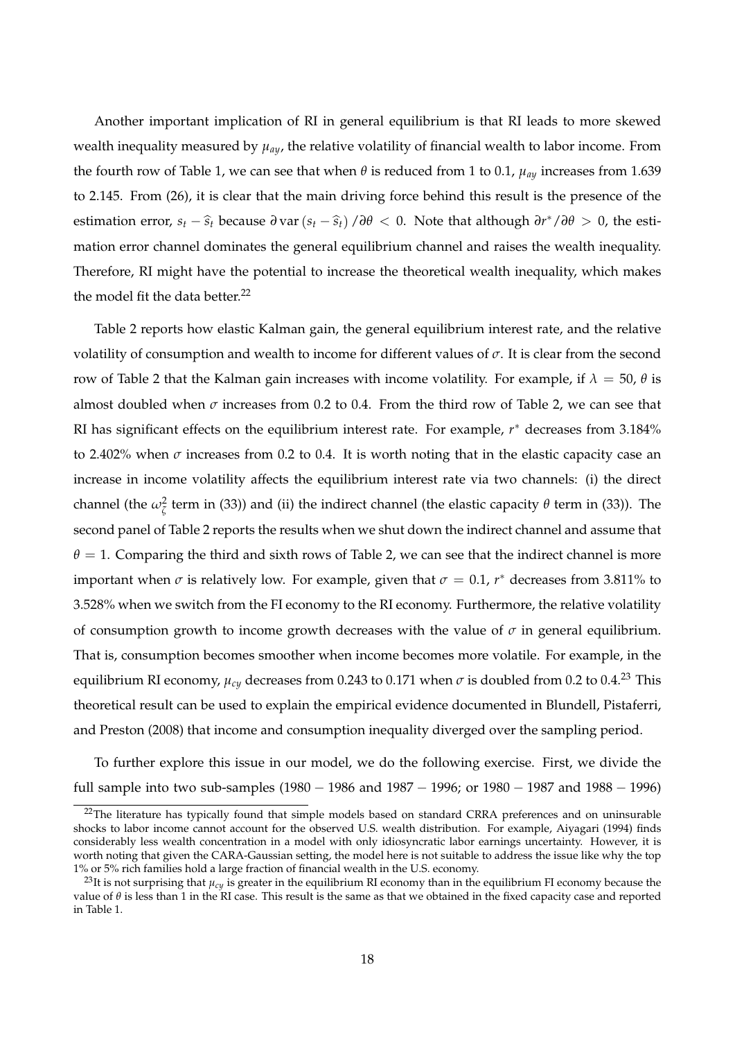Another important implication of RI in general equilibrium is that RI leads to more skewed wealth inequality measured by $\mu_{ay}$, the relative volatility of financial wealth to labor income. From the fourth row of Table 1, we can see that when $\theta$ is reduced from 1 to 0.1, $\mu_{ay}$ increases from 1.639 to 2.145. From (26), it is clear that the main driving force behind this result is the presence of the estimation error, $s_t - \widehat{s}_t$ because $\partial \operatorname{var}(s_t - \widehat{s}_t) / \partial \theta < 0$. Note that although $\partial r^* / \partial \theta > 0$, the estimation error channel dominates the general equilibrium channel and raises the wealth inequality. Therefore, RI might have the potential to increase the theoretical wealth inequality, which makes the model fit the data better.[22]

Table 2 reports how elastic Kalman gain, the general equilibrium interest rate, and the relative volatility of consumption and wealth to income for different values of $\sigma$. It is clear from the second row of Table 2 that the Kalman gain increases with income volatility. For example, if $\lambda = 50$, $\theta$ is almost doubled when $\sigma$ increases from 0.2 to 0.4. From the third row of Table 2, we can see that RI has significant effects on the equilibrium interest rate. For example, $r^*$ decreases from 3.184% to 2.402% when $\sigma$ increases from 0.2 to 0.4. It is worth noting that in the elastic capacity case an increase in income volatility affects the equilibrium interest rate via two channels: (i) the direct channel (the $\omega_{\zeta}^2$ term in (33)) and (ii) the indirect channel (the elastic capacity $\theta$ term in (33)). The second panel of Table 2 reports the results when we shut down the indirect channel and assume that $\theta = 1$. Comparing the third and sixth rows of Table 2, we can see that the indirect channel is more important when $\sigma$ is relatively low. For example, given that $\sigma = 0.1$, $r^*$ decreases from 3.811% to 3.528% when we switch from the FI economy to the RI economy. Furthermore, the relative volatility of consumption growth to income growth decreases with the value of $\sigma$ in general equilibrium. That is, consumption becomes smoother when income becomes more volatile. For example, in the equilibrium RI economy, $\mu_{cy}$ decreases from 0.243 to 0.171 when $\sigma$ is doubled from 0.2 to 0.4.[23] This theoretical result can be used to explain the empirical evidence documented in Blundell, Pistaferri, and Preston (2008) that income and consumption inequality diverged over the sampling period.

To further explore this issue in our model, we do the following exercise. First, we divide the full sample into two sub-samples ($1980-1986$ and $1987-1996$; or $1980-1987$ and $1988-1996$)

[22] The literature has typically found that simple models based on standard CRRA preferences and on uninsurable shocks to labor income cannot account for the observed U.S. wealth distribution. For example, Aiyagari (1994) finds considerably less wealth concentration in a model with only idiosyncratic labor earnings uncertainty. However, it is worth noting that given the CARA-Gaussian setting, the model here is not suitable to address the issue like why the top 1% or 5% rich families hold a large fraction of financial wealth in the U.S. economy.

[23] It is not surprising that $\mu_{cy}$ is greater in the equilibrium RI economy than in the equilibrium FI economy because the value of $\theta$ is less than 1 in the RI case. This result is the same as that we obtained in the fixed capacity case and reported in Table 1.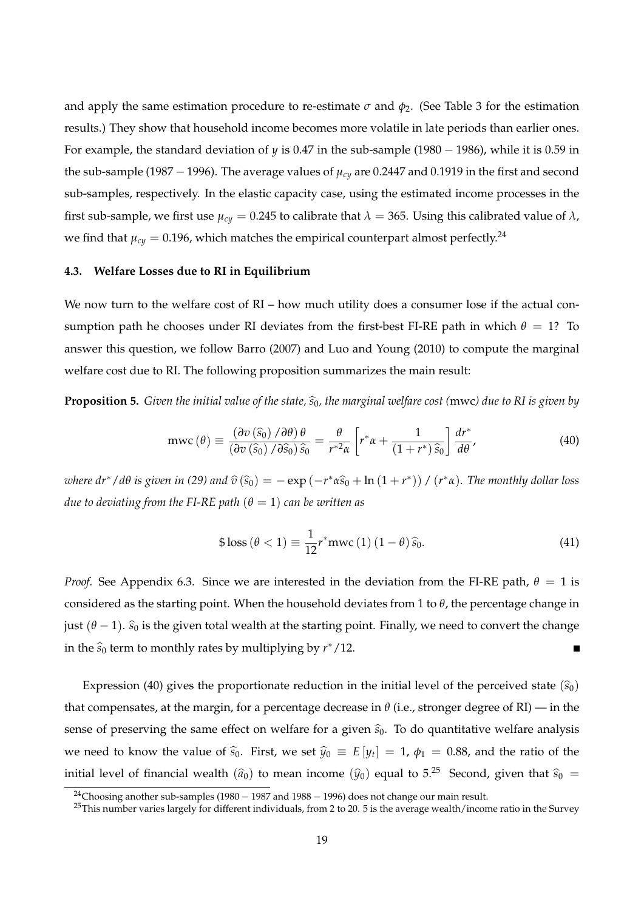and apply the same estimation procedure to re-estimate $\sigma$ and $\phi_2$. (See Table 3 for the estimation results.) They show that household income becomes more volatile in late periods than earlier ones. For example, the standard deviation of $y$ is 0.47 in the sub-sample ($1980-1986$), while it is 0.59 in the sub-sample ($1987-1996$). The average values of $\mu_{cy}$ are 0.2447 and 0.1919 in the first and second sub-samples, respectively. In the elastic capacity case, using the estimated income processes in the first sub-sample, we first use $\mu_{cy}=0.245$ to calibrate that $\lambda=365$. Using this calibrated value of $\lambda$, we find that $\mu_{cy}=0.196$, which matches the empirical counterpart almost perfectly.[24]

### 4.3. Welfare Losses due to RI in Equilibrium

We now turn to the welfare cost of RI – how much utility does a consumer lose if the actual consumption path he chooses under RI deviates from the first-best FI-RE path in which $\theta=1$? To answer this question, we follow Barro (2007) and Luo and Young (2010) to compute the marginal welfare cost due to RI. The following proposition summarizes the main result:

**Proposition 5.** *Given the initial value of the state, $\widehat{s}_0$, the marginal welfare cost (*mwc*) due to RI is given by*

$$\text{mwc}\left(\theta\right)\equiv\frac{\left(\partial v\left(\widehat{s}_0\right)/\partial\theta\right)\theta}{\left(\partial v\left(\widehat{s}_0\right)/\partial\widehat{s}_0\right)\widehat{s}_0}=\frac{\theta}{r^{*2}\alpha}\left[r^{*}\alpha+\frac{1}{\left(1+r^{*}\right)\widehat{s}_0}\right]\frac{dr^{*}}{d\theta},\tag{40}$$

*where $dr^{*}/d\theta$ is given in (29) and $\widehat{v}\left(\widehat{s}_0\right)=-\exp\left(-r^{*}\alpha\widehat{s}_0+\ln\left(1+r^{*}\right)\right)/\left(r^{*}\alpha\right)$. The monthly dollar loss due to deviating from the FI-RE path ($\theta=1$) can be written as*

$$\$\,\text{loss}\left(\theta<1\right)\equiv\frac{1}{12}r^{*}\text{mwc}\left(1\right)\left(1-\theta\right)\widehat{s}_0.\tag{41}$$

*Proof.* See Appendix 6.3. Since we are interested in the deviation from the FI-RE path, $\theta=1$ is considered as the starting point. When the household deviates from 1 to $\theta$, the percentage change in just $(\theta-1)$. $\widehat{s}_0$ is the given total wealth at the starting point. Finally, we need to convert the change in the $\widehat{s}_0$ term to monthly rates by multiplying by $r^{*}/12$. ∎

Expression (40) gives the proportionate reduction in the initial level of the perceived state $(\widehat{s}_0)$ that compensates, at the margin, for a percentage decrease in $\theta$ (i.e., stronger degree of RI) — in the sense of preserving the same effect on welfare for a given $\widehat{s}_0$. To do quantitative welfare analysis we need to know the value of $\widehat{s}_0$. First, we set $\widehat{y}_0\equiv E\left[y_t\right]=1$, $\phi_1=0.88$, and the ratio of the initial level of financial wealth $(\widehat{a}_0)$ to mean income $(\widehat{y}_0)$ equal to 5.[25] Second, given that $\widehat{s}_0=$

[24] Choosing another sub-samples ($1980-1987$ and $1988-1996$) does not change our main result.

[25] This number varies largely for different individuals, from 2 to 20. 5 is the average wealth/income ratio in the Survey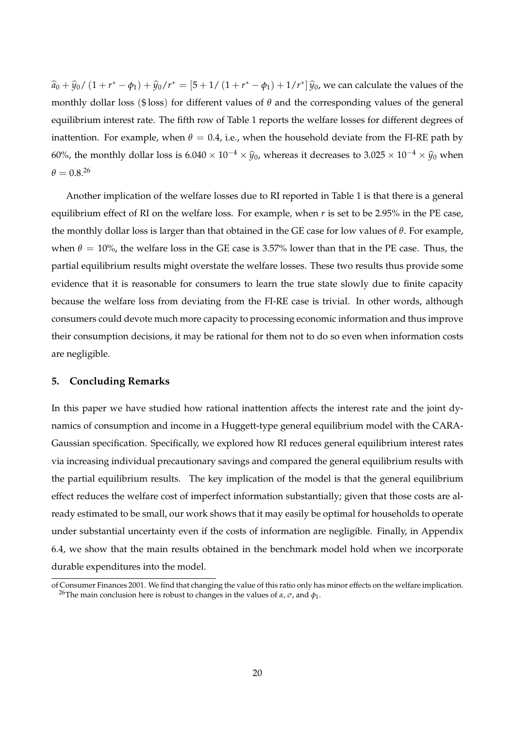$\widehat{a}_0 + \widehat{y}_0 / (1 + r^* - \phi_1) + \widehat{y}_0 / r^* = [5 + 1/(1 + r^* - \phi_1) + 1/r^*] \widehat{y}_0$, we can calculate the values of the monthly dollar loss (\$ loss) for different values of $\theta$ and the corresponding values of the general equilibrium interest rate. The fifth row of Table 1 reports the welfare losses for different degrees of inattention. For example, when $\theta = 0.4$, i.e., when the household deviate from the FI-RE path by 60%, the monthly dollar loss is $6.040 \times 10^{-4} \times \widehat{y}_0$, whereas it decreases to $3.025 \times 10^{-4} \times \widehat{y}_0$ when $\theta = 0.8$.[26]

Another implication of the welfare losses due to RI reported in Table 1 is that there is a general equilibrium effect of RI on the welfare loss. For example, when $r$ is set to be 2.95% in the PE case, the monthly dollar loss is larger than that obtained in the GE case for low values of $\theta$. For example, when $\theta = 10\%$, the welfare loss in the GE case is 3.57% lower than that in the PE case. Thus, the partial equilibrium results might overstate the welfare losses. These two results thus provide some evidence that it is reasonable for consumers to learn the true state slowly due to finite capacity because the welfare loss from deviating from the FI-RE case is trivial. In other words, although consumers could devote much more capacity to processing economic information and thus improve their consumption decisions, it may be rational for them not to do so even when information costs are negligible.

## 5. Concluding Remarks

In this paper we have studied how rational inattention affects the interest rate and the joint dynamics of consumption and income in a Huggett-type general equilibrium model with the CARA-Gaussian specification. Specifically, we explored how RI reduces general equilibrium interest rates via increasing individual precautionary savings and compared the general equilibrium results with the partial equilibrium results. The key implication of the model is that the general equilibrium effect reduces the welfare cost of imperfect information substantially; given that those costs are already estimated to be small, our work shows that it may easily be optimal for households to operate under substantial uncertainty even if the costs of information are negligible. Finally, in Appendix 6.4, we show that the main results obtained in the benchmark model hold when we incorporate durable expenditures into the model.

of Consumer Finances 2001. We find that changing the value of this ratio only has minor effects on the welfare implication.

[26] The main conclusion here is robust to changes in the values of $\alpha$, $\sigma$, and $\phi_1$.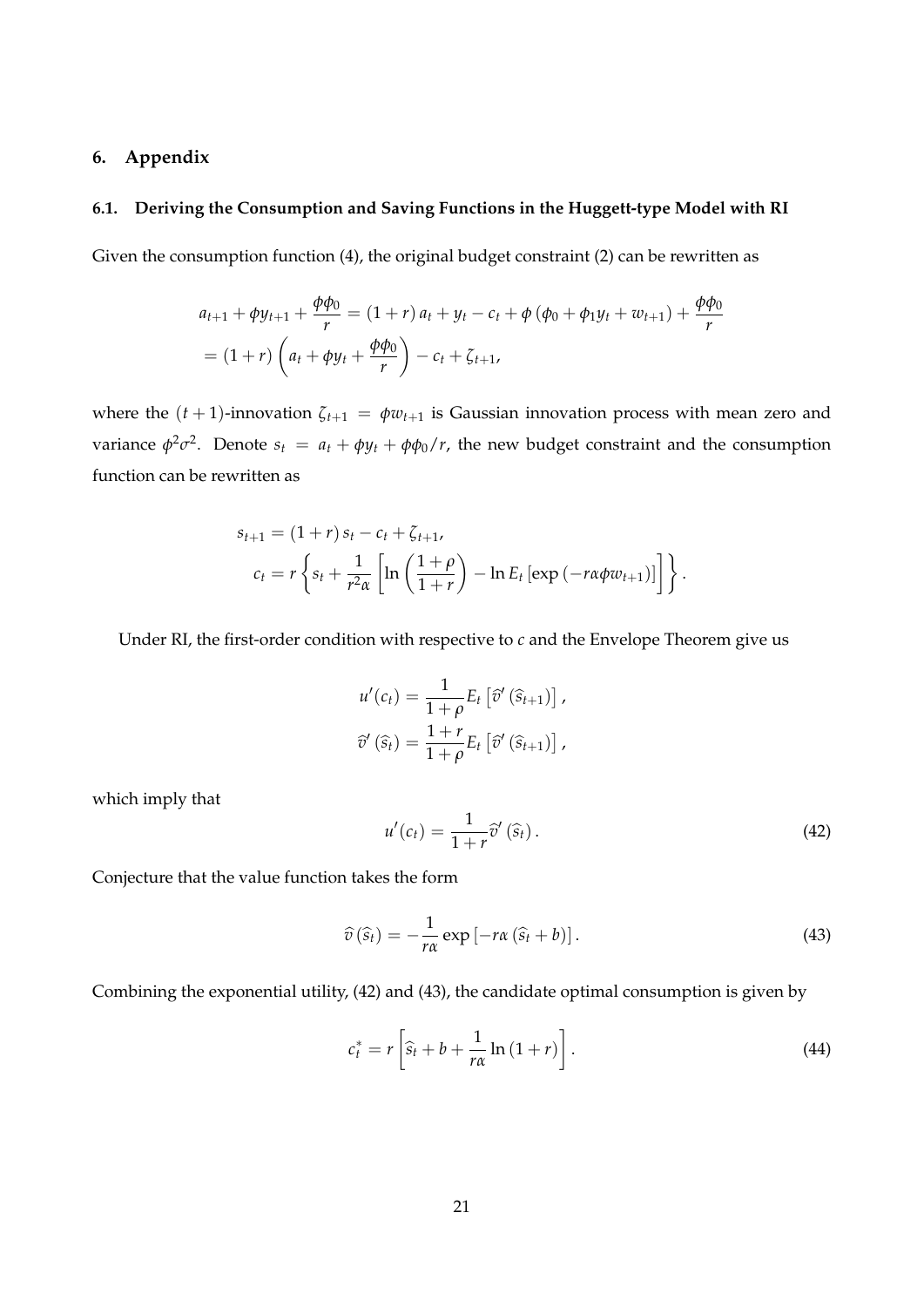# 6. Appendix

## 6.1. Deriving the Consumption and Saving Functions in the Huggett-type Model with RI

Given the consumption function (4), the original budget constraint (2) can be rewritten as

$$
\begin{aligned}
& a_{t+1} + \phi y_{t+1} + \frac{\phi \phi_0}{r} = (1+r)\, a_t + y_t - c_t + \phi \left(\phi_0 + \phi_1 y_t + w_{t+1}\right) + \frac{\phi \phi_0}{r} \\
& = (1+r) \left( a_t + \phi y_t + \frac{\phi \phi_0}{r} \right) - c_t + \zeta_{t+1},
\end{aligned}
$$

where the $(t+1)$-innovation $\zeta_{t+1} = \phi w_{t+1}$ is Gaussian innovation process with mean zero and variance $\phi^2 \sigma^2$. Denote $s_t = a_t + \phi y_t + \phi \phi_0 / r$, the new budget constraint and the consumption function can be rewritten as

$$
\begin{aligned}
& s_{t+1} = (1+r)\, s_t - c_t + \zeta_{t+1}, \\
& \quad c_t = r \left\{ s_t + \frac{1}{r^2 \alpha} \left[ \ln \left( \frac{1+\rho}{1+r} \right) - \ln E_t \left[ \exp \left( -r \alpha \phi w_{t+1} \right) \right] \right] \right\}.
\end{aligned}
$$

Under RI, the first-order condition with respective to $c$ and the Envelope Theorem give us

$$
\begin{aligned}
u'(c_t) &= \frac{1}{1+\rho} E_t \left[ \widehat{v}' \left( \widehat{s}_{t+1} \right) \right], \\
\widehat{v}' \left( \widehat{s}_t \right) &= \frac{1+r}{1+\rho} E_t \left[ \widehat{v}' \left( \widehat{s}_{t+1} \right) \right],
\end{aligned}
$$

which imply that

$$
u'(c_t) = \frac{1}{1+r} \widehat{v}' \left( \widehat{s}_t \right). \tag{42}
$$

Conjecture that the value function takes the form

$$
\widehat{v} \left( \widehat{s}_t \right) = -\frac{1}{r\alpha} \exp \left[ -r\alpha \left( \widehat{s}_t + b \right) \right]. \tag{43}
$$

Combining the exponential utility, (42) and (43), the candidate optimal consumption is given by

$$
c_t^* = r \left[ \widehat{s}_t + b + \frac{1}{r\alpha} \ln (1+r) \right]. \tag{44}
$$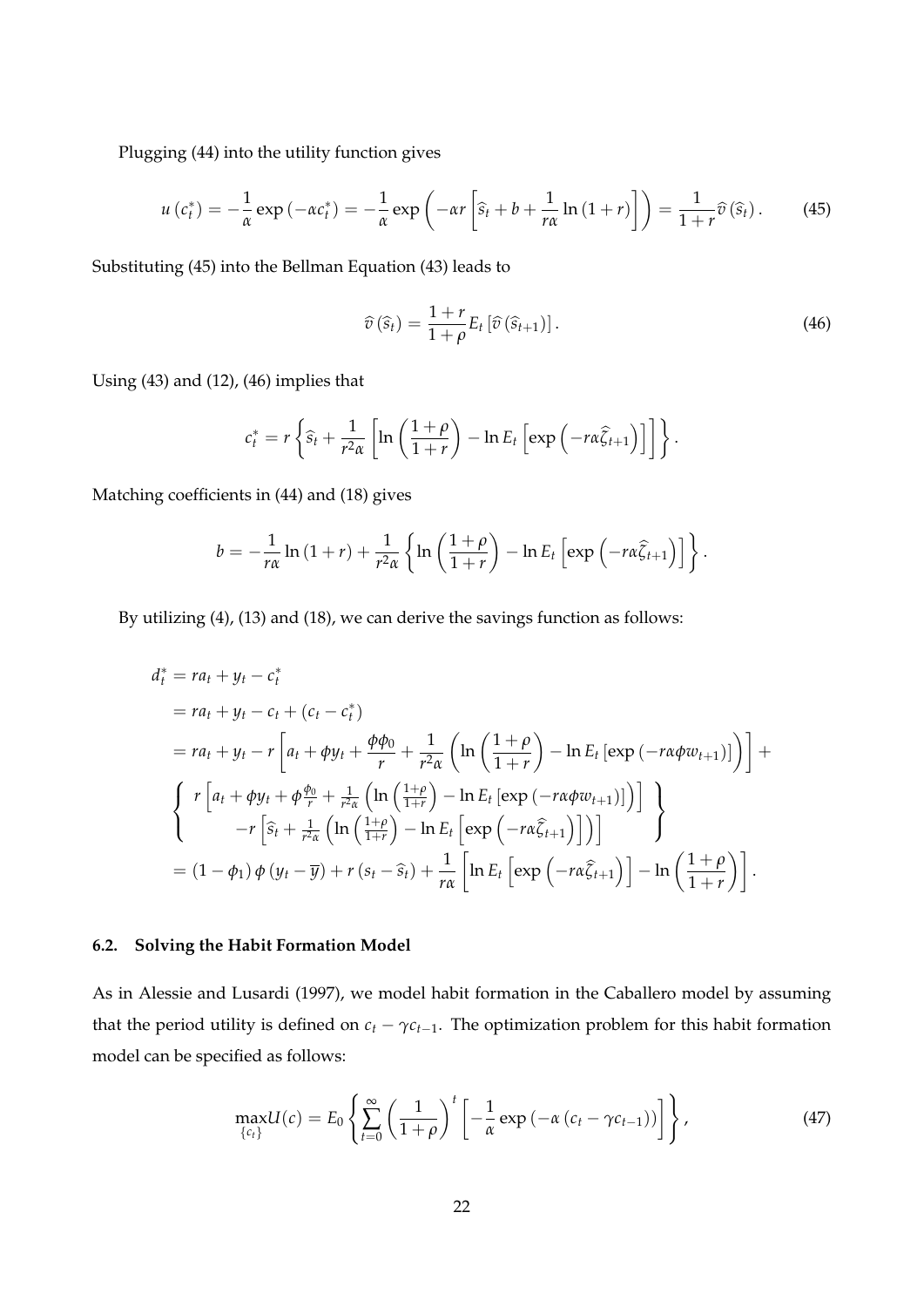Plugging (44) into the utility function gives

$$u\left(c_t^*\right) = -\frac{1}{\alpha}\exp\left(-\alpha c_t^*\right) = -\frac{1}{\alpha}\exp\left(-\alpha r\left[\widehat{s}_t + b + \frac{1}{r\alpha}\ln\left(1+r\right)\right]\right) = \frac{1}{1+r}\widehat{v}\left(\widehat{s}_t\right). \tag{45}$$

Substituting (45) into the Bellman Equation (43) leads to

$$\widehat{v}\left(\widehat{s}_t\right) = \frac{1+r}{1+\rho}E_t\left[\widehat{v}\left(\widehat{s}_{t+1}\right)\right]. \tag{46}$$

Using (43) and (12), (46) implies that

$$c_t^* = r\left\{\widehat{s}_t + \frac{1}{r^2\alpha}\left[\ln\left(\frac{1+\rho}{1+r}\right) - \ln E_t\left[\exp\left(-r\alpha\widehat{\zeta}_{t+1}\right)\right]\right]\right\}.$$

Matching coefficients in (44) and (18) gives

$$b = -\frac{1}{r\alpha}\ln\left(1+r\right) + \frac{1}{r^2\alpha}\left\{\ln\left(\frac{1+\rho}{1+r}\right) - \ln E_t\left[\exp\left(-r\alpha\widehat{\zeta}_{t+1}\right)\right]\right\}.$$

By utilizing (4), (13) and (18), we can derive the savings function as follows:

$$\begin{aligned}
d_t^* &= ra_t + y_t - c_t^* \\
&= ra_t + y_t - c_t + \left(c_t - c_t^*\right) \\
&= ra_t + y_t - r\left[a_t + \phi y_t + \frac{\phi\phi_0}{r} + \frac{1}{r^2\alpha}\left(\ln\left(\frac{1+\rho}{1+r}\right) - \ln E_t\left[\exp\left(-r\alpha\phi w_{t+1}\right)\right]\right)\right] + \\
&\left\{\begin{array}{c} r\left[a_t + \phi y_t + \phi\frac{\phi_0}{r} + \frac{1}{r^2\alpha}\left(\ln\left(\frac{1+\rho}{1+r}\right) - \ln E_t\left[\exp\left(-r\alpha\phi w_{t+1}\right)\right]\right)\right] \\ -r\left[\widehat{s}_t + \frac{1}{r^2\alpha}\left(\ln\left(\frac{1+\rho}{1+r}\right) - \ln E_t\left[\exp\left(-r\alpha\widehat{\zeta}_{t+1}\right)\right]\right)\right] \end{array}\right\} \\
&= \left(1-\phi_1\right)\phi\left(y_t - \overline{y}\right) + r\left(s_t - \widehat{s}_t\right) + \frac{1}{r\alpha}\left[\ln E_t\left[\exp\left(-r\alpha\widehat{\zeta}_{t+1}\right)\right] - \ln\left(\frac{1+\rho}{1+r}\right)\right].
\end{aligned}$$

### 6.2. Solving the Habit Formation Model

As in Alessie and Lusardi (1997), we model habit formation in the Caballero model by assuming that the period utility is defined on $c_t - \gamma c_{t-1}$. The optimization problem for this habit formation model can be specified as follows:

$$\max_{\{c_t\}} U(c) = E_0\left\{\sum_{t=0}^{\infty}\left(\frac{1}{1+\rho}\right)^t\left[-\frac{1}{\alpha}\exp\left(-\alpha\left(c_t - \gamma c_{t-1}\right)\right)\right]\right\}, \tag{47}$$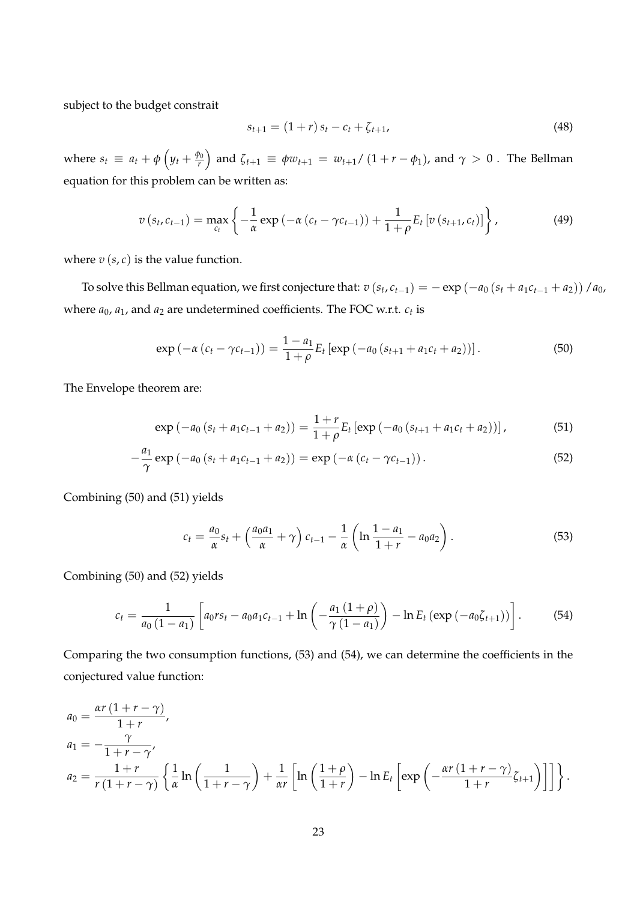subject to the budget constrait

$$s_{t+1} = (1+r)\, s_t - c_t + \zeta_{t+1}, \tag{48}$$

where $s_t \equiv a_t + \phi\left(y_t + \frac{\phi_0}{r}\right)$ and $\zeta_{t+1} \equiv \phi w_{t+1} = w_{t+1}/\left(1+r-\phi_1\right)$, and $\gamma > 0$ . The Bellman equation for this problem can be written as:

$$v\left(s_t, c_{t-1}\right) = \max_{c_t} \left\{ -\frac{1}{\alpha} \exp\left(-\alpha\left(c_t - \gamma c_{t-1}\right)\right) + \frac{1}{1+\rho} E_t\left[v\left(s_{t+1}, c_t\right)\right] \right\}, \tag{49}$$

where $v(s, c)$ is the value function.

To solve this Bellman equation, we first conjecture that: $v\left(s_t, c_{t-1}\right) = -\exp\left(-a_0\left(s_t + a_1 c_{t-1} + a_2\right)\right)/a_0$, where $a_0$, $a_1$, and $a_2$ are undetermined coefficients. The FOC w.r.t. $c_t$ is

$$\exp\left(-\alpha\left(c_t - \gamma c_{t-1}\right)\right) = \frac{1-a_1}{1+\rho} E_t\left[\exp\left(-a_0\left(s_{t+1} + a_1 c_t + a_2\right)\right)\right]. \tag{50}$$

The Envelope theorem are:

$$\exp\left(-a_0\left(s_t + a_1 c_{t-1} + a_2\right)\right) = \frac{1+r}{1+\rho} E_t\left[\exp\left(-a_0\left(s_{t+1} + a_1 c_t + a_2\right)\right)\right], \tag{51}$$

$$-\frac{a_1}{\gamma} \exp\left(-a_0\left(s_t + a_1 c_{t-1} + a_2\right)\right) = \exp\left(-\alpha\left(c_t - \gamma c_{t-1}\right)\right). \tag{52}$$

Combining (50) and (51) yields

$$c_t = \frac{a_0}{\alpha} s_t + \left(\frac{a_0 a_1}{\alpha} + \gamma\right) c_{t-1} - \frac{1}{\alpha}\left(\ln\frac{1-a_1}{1+r} - a_0 a_2\right). \tag{53}$$

Combining (50) and (52) yields

$$c_t = \frac{1}{a_0\left(1-a_1\right)}\left[a_0 r s_t - a_0 a_1 c_{t-1} + \ln\left(-\frac{a_1\left(1+\rho\right)}{\gamma\left(1-a_1\right)}\right) - \ln E_t\left(\exp\left(-a_0 \zeta_{t+1}\right)\right)\right]. \tag{54}$$

Comparing the two consumption functions, (53) and (54), we can determine the coefficients in the conjectured value function:

$$a_0 = \frac{\alpha r\left(1+r-\gamma\right)}{1+r},$$

$$a_1 = -\frac{\gamma}{1+r-\gamma},$$

$$a_2 = \frac{1+r}{r\left(1+r-\gamma\right)}\left\{\frac{1}{\alpha}\ln\left(\frac{1}{1+r-\gamma}\right) + \frac{1}{\alpha r}\left[\ln\left(\frac{1+\rho}{1+r}\right) - \ln E_t\left[\exp\left(-\frac{\alpha r\left(1+r-\gamma\right)}{1+r}\zeta_{t+1}\right)\right]\right]\right\}.$$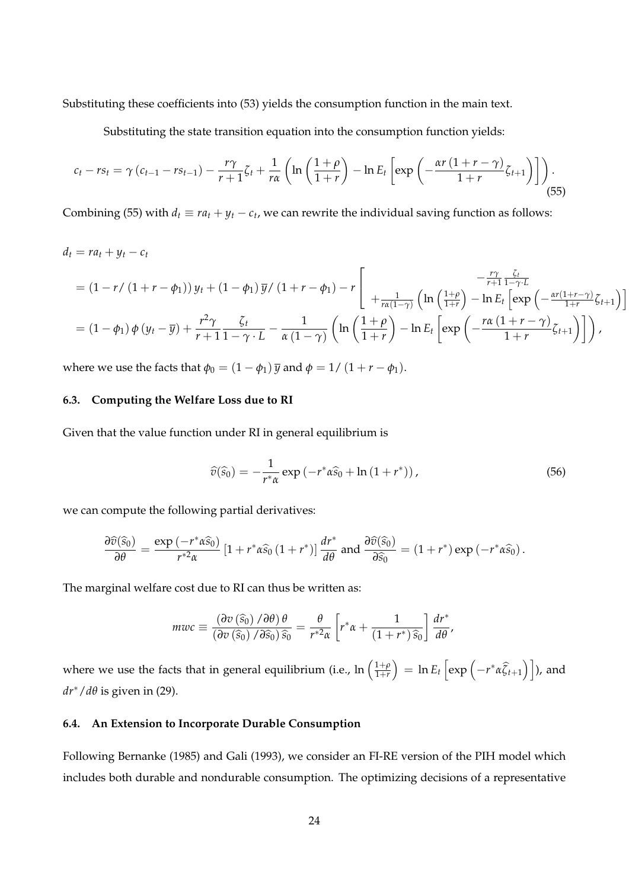Substituting these coefficients into (53) yields the consumption function in the main text.

Substituting the state transition equation into the consumption function yields:

$$c_t - rs_t = \gamma\left(c_{t-1} - rs_{t-1}\right) - \frac{r\gamma}{r+1}\zeta_t + \frac{1}{r\alpha}\left(\ln\left(\frac{1+\rho}{1+r}\right) - \ln E_t\left[\exp\left(-\frac{\alpha r\left(1+r-\gamma\right)}{1+r}\zeta_{t+1}\right)\right]\right). \tag{55}$$

Combining (55) with $d_t \equiv ra_t + y_t - c_t$, we can rewrite the individual saving function as follows:

$$\begin{aligned}
d_t &= ra_t + y_t - c_t \\
&= \left(1 - r/\left(1+r-\phi_1\right)\right)y_t + \left(1-\phi_1\right)\overline{y}/\left(1+r-\phi_1\right) - r\left[\begin{array}{c} -\frac{r\gamma}{r+1}\frac{\zeta_t}{1-\gamma\cdot L} \\ +\frac{1}{r\alpha(1-\gamma)}\left(\ln\left(\frac{1+\rho}{1+r}\right) - \ln E_t\left[\exp\left(-\frac{\alpha r(1+r-\gamma)}{1+r}\zeta_{t+1}\right)\right]\right)\end{array}\right] \\
&= \left(1-\phi_1\right)\phi\left(y_t - \overline{y}\right) + \frac{r^2\gamma}{r+1}\frac{\zeta_t}{1-\gamma\cdot L} - \frac{1}{\alpha\left(1-\gamma\right)}\left(\ln\left(\frac{1+\rho}{1+r}\right) - \ln E_t\left[\exp\left(-\frac{r\alpha\left(1+r-\gamma\right)}{1+r}\zeta_{t+1}\right)\right]\right),
\end{aligned}$$

where we use the facts that $\phi_0 = \left(1-\phi_1\right)\overline{y}$ and $\phi = 1/\left(1+r-\phi_1\right)$.

### 6.3. Computing the Welfare Loss due to RI

Given that the value function under RI in general equilibrium is

$$\widehat{v}(\widehat{s}_0) = -\frac{1}{r^*\alpha}\exp\left(-r^*\alpha\widehat{s}_0 + \ln\left(1+r^*\right)\right), \tag{56}$$

we can compute the following partial derivatives:

$$\frac{\partial\widehat{v}(\widehat{s}_0)}{\partial\theta} = \frac{\exp\left(-r^*\alpha\widehat{s}_0\right)}{r^{*2}\alpha}\left[1 + r^*\alpha\widehat{s}_0\left(1+r^*\right)\right]\frac{dr^*}{d\theta} \text{ and } \frac{\partial\widehat{v}(\widehat{s}_0)}{\partial\widehat{s}_0} = \left(1+r^*\right)\exp\left(-r^*\alpha\widehat{s}_0\right).$$

The marginal welfare cost due to RI can thus be written as:

$$mwc \equiv \frac{\left(\partial v\left(\widehat{s}_0\right)/\partial\theta\right)\theta}{\left(\partial v\left(\widehat{s}_0\right)/\partial\widehat{s}_0\right)\widehat{s}_0} = \frac{\theta}{r^{*2}\alpha}\left[r^*\alpha + \frac{1}{\left(1+r^*\right)\widehat{s}_0}\right]\frac{dr^*}{d\theta},$$

where we use the facts that in general equilibrium (i.e., $\ln\left(\frac{1+\rho}{1+r}\right) = \ln E_t\left[\exp\left(-r^*\alpha\widehat{\zeta}_{t+1}\right)\right]$), and $dr^*/d\theta$ is given in (29).

### 6.4. An Extension to Incorporate Durable Consumption

Following Bernanke (1985) and Gali (1993), we consider an FI-RE version of the PIH model which includes both durable and nondurable consumption. The optimizing decisions of a representative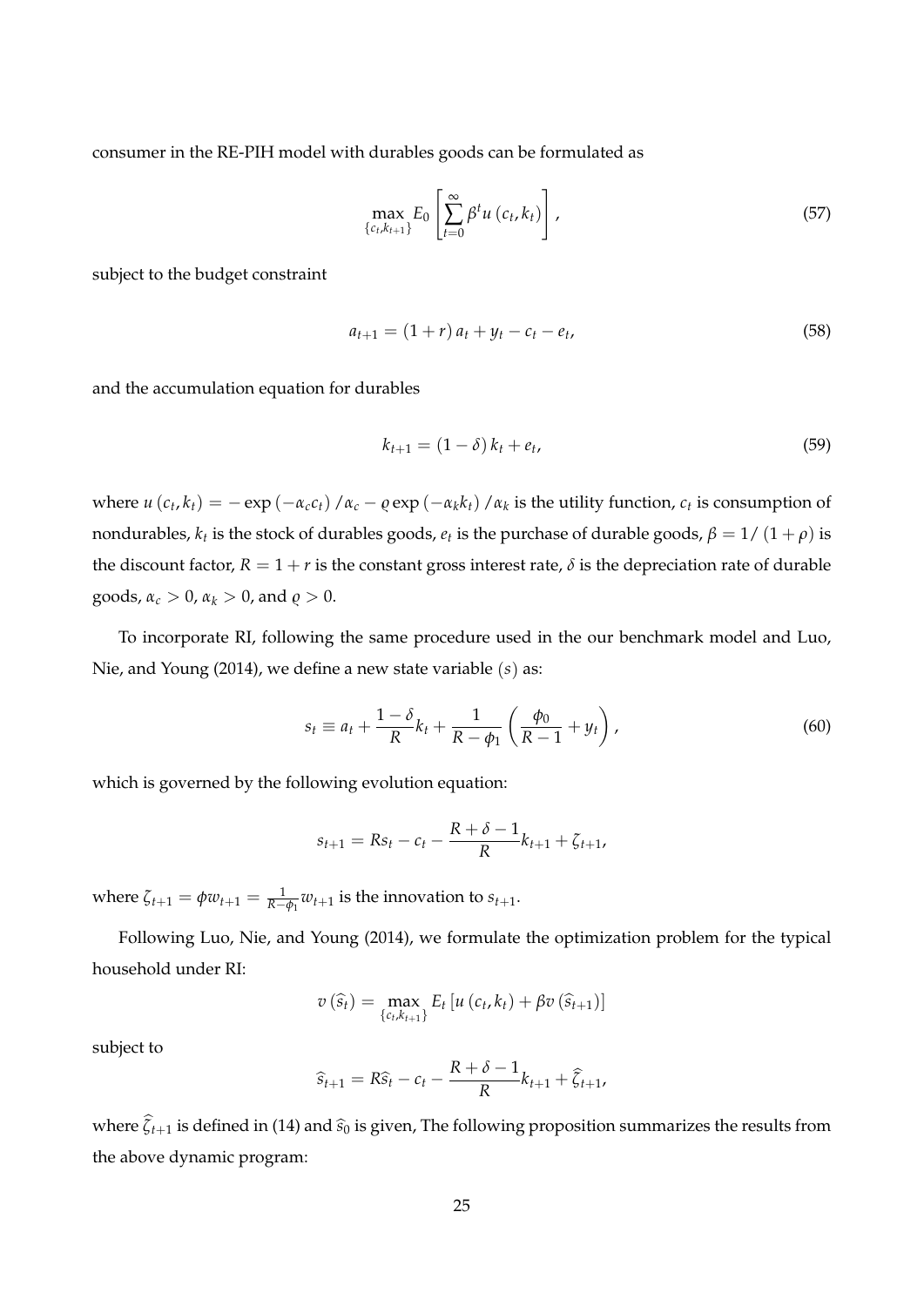consumer in the RE-PIH model with durables goods can be formulated as

$$\max_{\{c_t, k_{t+1}\}} E_0 \left[ \sum_{t=0}^{\infty} \beta^t u(c_t, k_t) \right], \tag{57}$$

subject to the budget constraint

$$a_{t+1} = (1+r) a_t + y_t - c_t - e_t, \tag{58}$$

and the accumulation equation for durables

$$k_{t+1} = (1-\delta) k_t + e_t, \tag{59}$$

where $u(c_t, k_t) = -\exp(-\alpha_c c_t)/\alpha_c - \varrho \exp(-\alpha_k k_t)/\alpha_k$ is the utility function, $c_t$ is consumption of nondurables, $k_t$ is the stock of durables goods, $e_t$ is the purchase of durable goods, $\beta = 1/(1+\rho)$ is the discount factor, $R = 1 + r$ is the constant gross interest rate, $\delta$ is the depreciation rate of durable goods, $\alpha_c > 0$, $\alpha_k > 0$, and $\varrho > 0$.

To incorporate RI, following the same procedure used in the our benchmark model and Luo, Nie, and Young (2014), we define a new state variable $(s)$ as:

$$s_t \equiv a_t + \frac{1-\delta}{R} k_t + \frac{1}{R - \phi_1} \left( \frac{\phi_0}{R-1} + y_t \right), \tag{60}$$

which is governed by the following evolution equation:

$$s_{t+1} = R s_t - c_t - \frac{R + \delta - 1}{R} k_{t+1} + \zeta_{t+1},$$

where $\zeta_{t+1} = \phi w_{t+1} = \frac{1}{R - \phi_1} w_{t+1}$ is the innovation to $s_{t+1}$.

Following Luo, Nie, and Young (2014), we formulate the optimization problem for the typical household under RI:

$$v(\widehat{s}_t) = \max_{\{c_t, k_{t+1}\}} E_t \left[ u(c_t, k_t) + \beta v(\widehat{s}_{t+1}) \right]$$

subject to

$$\widehat{s}_{t+1} = R \widehat{s}_t - c_t - \frac{R + \delta - 1}{R} k_{t+1} + \widehat{\zeta}_{t+1},$$

where $\widehat{\zeta}_{t+1}$ is defined in (14) and $\widehat{s}_0$ is given, The following proposition summarizes the results from the above dynamic program: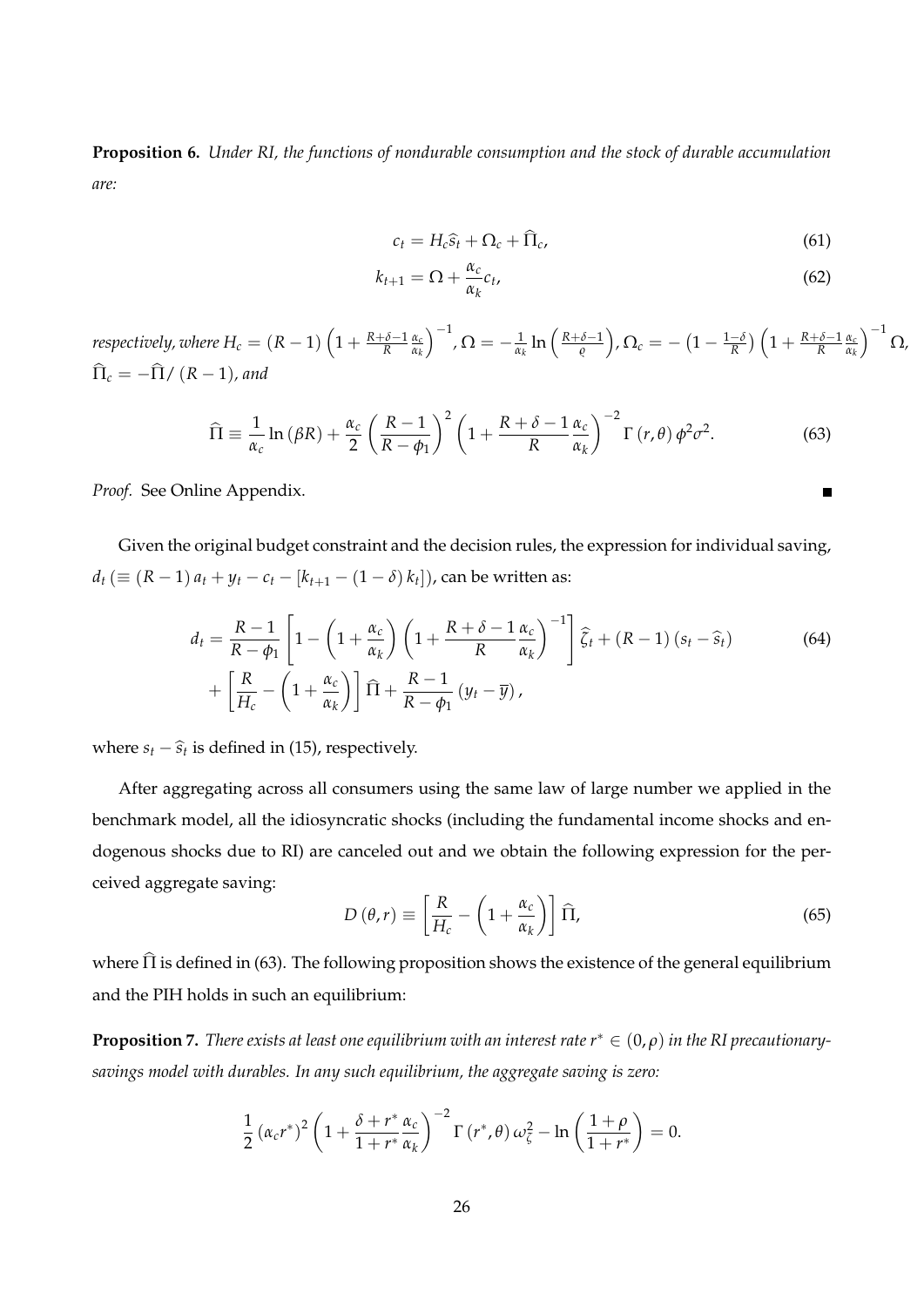**Proposition 6.** *Under RI, the functions of nondurable consumption and the stock of durable accumulation are:*

$$c_t = H_c \widehat{s}_t + \Omega_c + \widehat{\Pi}_c, \tag{61}$$

$$k_{t+1} = \Omega + \frac{\alpha_c}{\alpha_k} c_t, \tag{62}$$

*respectively, where* $H_c = (R-1)\left(1 + \frac{R+\delta-1}{R}\frac{\alpha_c}{\alpha_k}\right)^{-1}$, $\Omega = -\frac{1}{\alpha_k}\ln\left(\frac{R+\delta-1}{\varrho}\right)$, $\Omega_c = -\left(1-\frac{1-\delta}{R}\right)\left(1+\frac{R+\delta-1}{R}\frac{\alpha_c}{\alpha_k}\right)^{-1}\Omega$, $\widehat{\Pi}_c = -\widehat{\Pi}/(R-1)$*, and*

$$\widehat{\Pi} \equiv \frac{1}{\alpha_c}\ln(\beta R) + \frac{\alpha_c}{2}\left(\frac{R-1}{R-\phi_1}\right)^2\left(1+\frac{R+\delta-1}{R}\frac{\alpha_c}{\alpha_k}\right)^{-2}\Gamma(r,\theta)\,\phi^2\sigma^2. \tag{63}$$

*Proof.* See Online Appendix. ∎

Given the original budget constraint and the decision rules, the expression for individual saving, $d_t\left(\equiv (R-1)a_t + y_t - c_t - [k_{t+1} - (1-\delta)k_t]\right)$, can be written as:

$$\begin{aligned} d_t = {} & \frac{R-1}{R-\phi_1}\left[1 - \left(1+\frac{\alpha_c}{\alpha_k}\right)\left(1+\frac{R+\delta-1}{R}\frac{\alpha_c}{\alpha_k}\right)^{-1}\right]\widehat{\zeta}_t + (R-1)(s_t - \widehat{s}_t) \\ & + \left[\frac{R}{H_c} - \left(1+\frac{\alpha_c}{\alpha_k}\right)\right]\widehat{\Pi} + \frac{R-1}{R-\phi_1}(y_t - \overline{y}), \end{aligned} \tag{64}$$

where $s_t - \widehat{s}_t$ is defined in (15), respectively.

After aggregating across all consumers using the same law of large number we applied in the benchmark model, all the idiosyncratic shocks (including the fundamental income shocks and endogenous shocks due to RI) are canceled out and we obtain the following expression for the perceived aggregate saving:

$$D(\theta, r) \equiv \left[\frac{R}{H_c} - \left(1+\frac{\alpha_c}{\alpha_k}\right)\right]\widehat{\Pi}, \tag{65}$$

where $\widehat{\Pi}$ is defined in (63). The following proposition shows the existence of the general equilibrium and the PIH holds in such an equilibrium:

**Proposition 7.** *There exists at least one equilibrium with an interest rate* $r^* \in (0, \rho)$ *in the RI precautionary-savings model with durables. In any such equilibrium, the aggregate saving is zero:*

$$\frac{1}{2}(\alpha_c r^*)^2\left(1+\frac{\delta+r^*}{1+r^*}\frac{\alpha_c}{\alpha_k}\right)^{-2}\Gamma(r^*,\theta)\,\omega_\zeta^2 - \ln\left(\frac{1+\rho}{1+r^*}\right) = 0.$$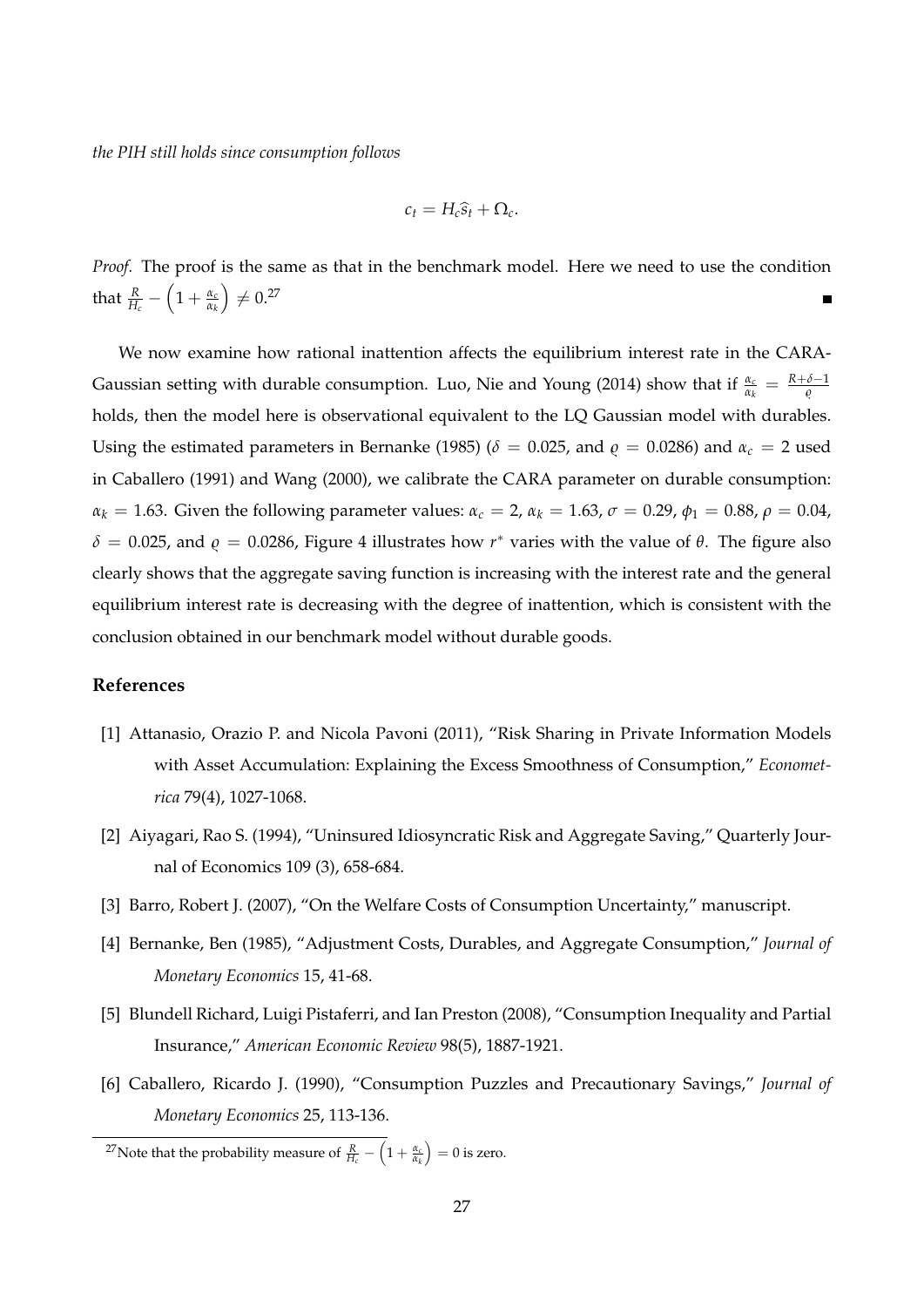*the PIH still holds since consumption follows*

$$c_t = H_c \widehat{s}_t + \Omega_c.$$

*Proof.* The proof is the same as that in the benchmark model. Here we need to use the condition that $\frac{R}{H_c} - \left(1 + \frac{\alpha_c}{\alpha_k}\right) \neq 0$.[27] ■

We now examine how rational inattention affects the equilibrium interest rate in the CARA-Gaussian setting with durable consumption. Luo, Nie and Young (2014) show that if $\frac{\alpha_c}{\alpha_k} = \frac{R+\delta-1}{\varrho}$ holds, then the model here is observational equivalent to the LQ Gaussian model with durables. Using the estimated parameters in Bernanke (1985) ($\delta = 0.025$, and $\varrho = 0.0286$) and $\alpha_c = 2$ used in Caballero (1991) and Wang (2000), we calibrate the CARA parameter on durable consumption: $\alpha_k = 1.63$. Given the following parameter values: $\alpha_c = 2$, $\alpha_k = 1.63$, $\sigma = 0.29$, $\phi_1 = 0.88$, $\rho = 0.04$, $\delta = 0.025$, and $\varrho = 0.0286$, Figure 4 illustrates how $r^*$ varies with the value of $\theta$. The figure also clearly shows that the aggregate saving function is increasing with the interest rate and the general equilibrium interest rate is decreasing with the degree of inattention, which is consistent with the conclusion obtained in our benchmark model without durable goods.

## References

[1] Attanasio, Orazio P. and Nicola Pavoni (2011), "Risk Sharing in Private Information Models with Asset Accumulation: Explaining the Excess Smoothness of Consumption," *Econometrica* 79(4), 1027-1068.

[2] Aiyagari, Rao S. (1994), "Uninsured Idiosyncratic Risk and Aggregate Saving," Quarterly Journal of Economics 109 (3), 658-684.

[3] Barro, Robert J. (2007), "On the Welfare Costs of Consumption Uncertainty," manuscript.

[4] Bernanke, Ben (1985), "Adjustment Costs, Durables, and Aggregate Consumption," *Journal of Monetary Economics* 15, 41-68.

[5] Blundell Richard, Luigi Pistaferri, and Ian Preston (2008), "Consumption Inequality and Partial Insurance," *American Economic Review* 98(5), 1887-1921.

[6] Caballero, Ricardo J. (1990), "Consumption Puzzles and Precautionary Savings," *Journal of Monetary Economics* 25, 113-136.

[27] Note that the probability measure of $\frac{R}{H_c} - \left(1 + \frac{\alpha_c}{\alpha_k}\right) = 0$ is zero.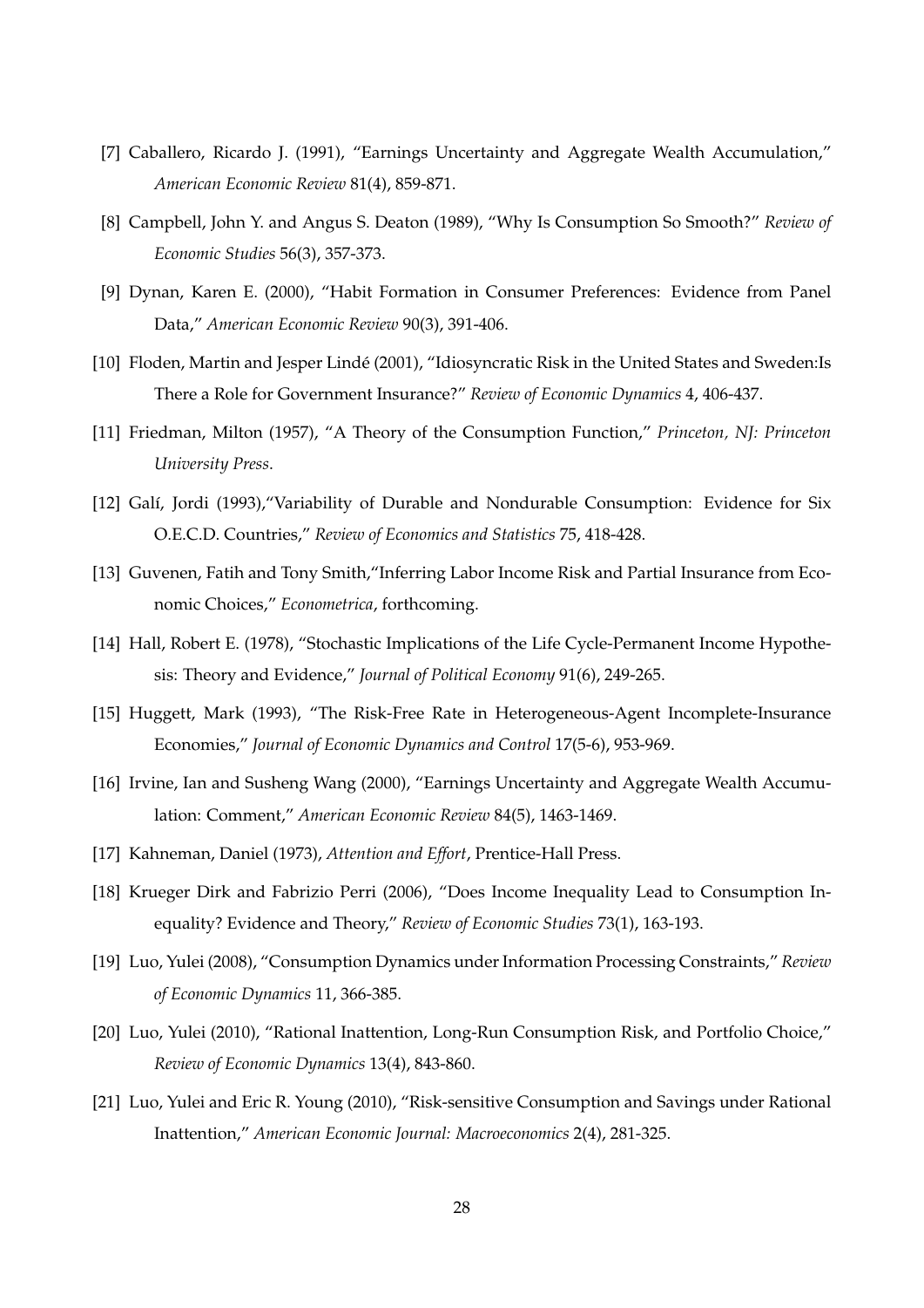[7] Caballero, Ricardo J. (1991), "Earnings Uncertainty and Aggregate Wealth Accumulation," *American Economic Review* 81(4), 859-871.

[8] Campbell, John Y. and Angus S. Deaton (1989), "Why Is Consumption So Smooth?" *Review of Economic Studies* 56(3), 357-373.

[9] Dynan, Karen E. (2000), "Habit Formation in Consumer Preferences: Evidence from Panel Data," *American Economic Review* 90(3), 391-406.

[10] Floden, Martin and Jesper Lindé (2001), "Idiosyncratic Risk in the United States and Sweden:Is There a Role for Government Insurance?" *Review of Economic Dynamics* 4, 406-437.

[11] Friedman, Milton (1957), "A Theory of the Consumption Function," *Princeton, NJ: Princeton University Press.*

[12] Galí, Jordi (1993),"Variability of Durable and Nondurable Consumption: Evidence for Six O.E.C.D. Countries," *Review of Economics and Statistics* 75, 418-428.

[13] Guvenen, Fatih and Tony Smith,"Inferring Labor Income Risk and Partial Insurance from Economic Choices," *Econometrica*, forthcoming.

[14] Hall, Robert E. (1978), "Stochastic Implications of the Life Cycle-Permanent Income Hypothesis: Theory and Evidence," *Journal of Political Economy* 91(6), 249-265.

[15] Huggett, Mark (1993), "The Risk-Free Rate in Heterogeneous-Agent Incomplete-Insurance Economies," *Journal of Economic Dynamics and Control* 17(5-6), 953-969.

[16] Irvine, Ian and Susheng Wang (2000), "Earnings Uncertainty and Aggregate Wealth Accumulation: Comment," *American Economic Review* 84(5), 1463-1469.

[17] Kahneman, Daniel (1973), *Attention and Effort*, Prentice-Hall Press.

[18] Krueger Dirk and Fabrizio Perri (2006), "Does Income Inequality Lead to Consumption Inequality? Evidence and Theory," *Review of Economic Studies* 73(1), 163-193.

[19] Luo, Yulei (2008), "Consumption Dynamics under Information Processing Constraints," *Review of Economic Dynamics* 11, 366-385.

[20] Luo, Yulei (2010), "Rational Inattention, Long-Run Consumption Risk, and Portfolio Choice," *Review of Economic Dynamics* 13(4), 843-860.

[21] Luo, Yulei and Eric R. Young (2010), "Risk-sensitive Consumption and Savings under Rational Inattention," *American Economic Journal: Macroeconomics* 2(4), 281-325.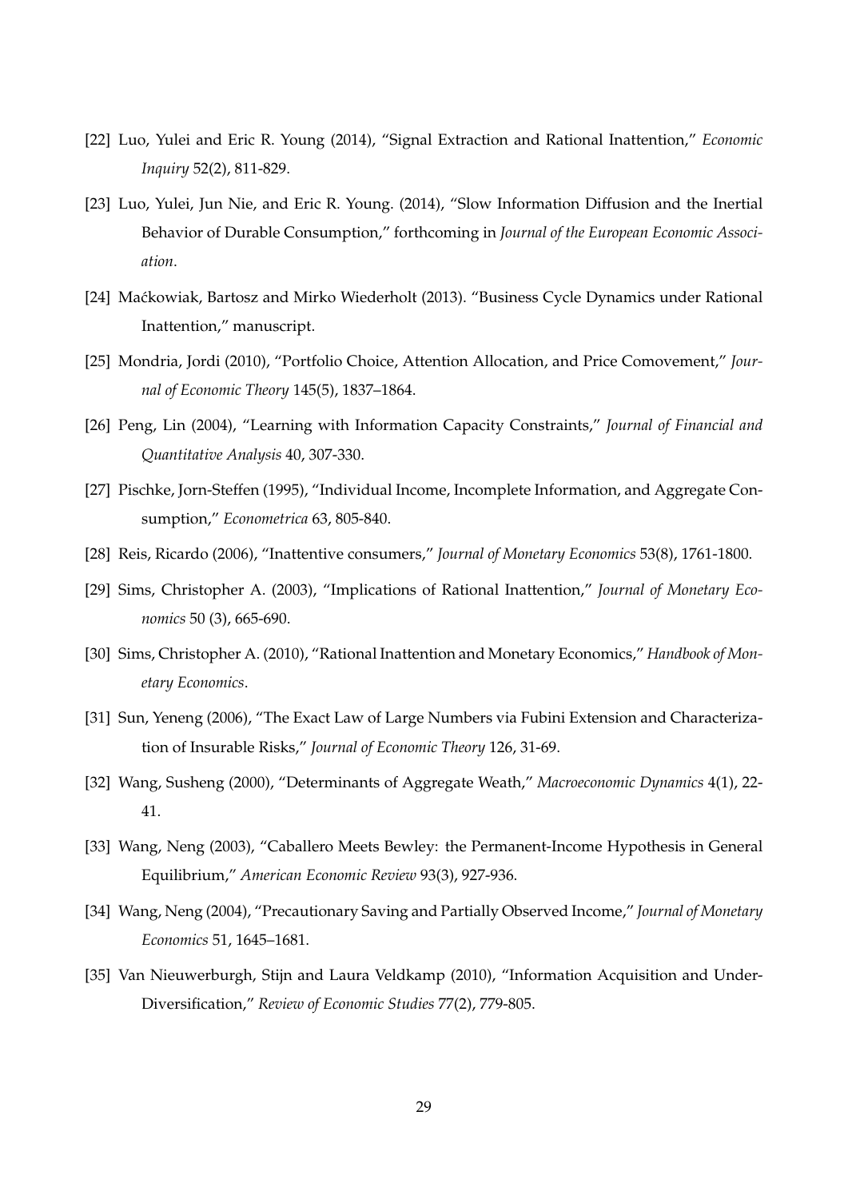[22] Luo, Yulei and Eric R. Young (2014), "Signal Extraction and Rational Inattention," *Economic Inquiry* 52(2), 811-829.

[23] Luo, Yulei, Jun Nie, and Eric R. Young. (2014), "Slow Information Diffusion and the Inertial Behavior of Durable Consumption," forthcoming in *Journal of the European Economic Association*.

[24] Maćkowiak, Bartosz and Mirko Wiederholt (2013). "Business Cycle Dynamics under Rational Inattention," manuscript.

[25] Mondria, Jordi (2010), "Portfolio Choice, Attention Allocation, and Price Comovement," *Journal of Economic Theory* 145(5), 1837–1864.

[26] Peng, Lin (2004), "Learning with Information Capacity Constraints," *Journal of Financial and Quantitative Analysis* 40, 307-330.

[27] Pischke, Jorn-Steffen (1995), "Individual Income, Incomplete Information, and Aggregate Consumption," *Econometrica* 63, 805-840.

[28] Reis, Ricardo (2006), "Inattentive consumers," *Journal of Monetary Economics* 53(8), 1761-1800.

[29] Sims, Christopher A. (2003), "Implications of Rational Inattention," *Journal of Monetary Economics* 50 (3), 665-690.

[30] Sims, Christopher A. (2010), "Rational Inattention and Monetary Economics," *Handbook of Monetary Economics*.

[31] Sun, Yeneng (2006), "The Exact Law of Large Numbers via Fubini Extension and Characterization of Insurable Risks," *Journal of Economic Theory* 126, 31-69.

[32] Wang, Susheng (2000), "Determinants of Aggregate Weath," *Macroeconomic Dynamics* 4(1), 22-41.

[33] Wang, Neng (2003), "Caballero Meets Bewley: the Permanent-Income Hypothesis in General Equilibrium," *American Economic Review* 93(3), 927-936.

[34] Wang, Neng (2004), "Precautionary Saving and Partially Observed Income," *Journal of Monetary Economics* 51, 1645–1681.

[35] Van Nieuwerburgh, Stijn and Laura Veldkamp (2010), "Information Acquisition and Under-Diversification," *Review of Economic Studies* 77(2), 779-805.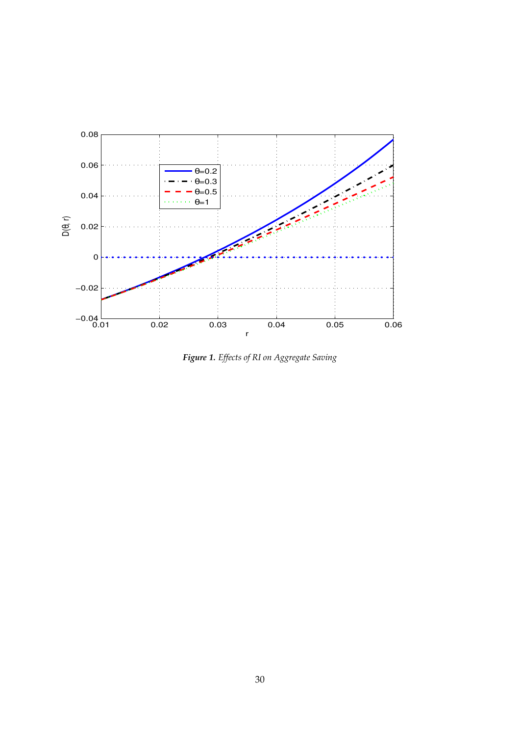***Figure 1.*** *Effects of RI on Aggregate Saving*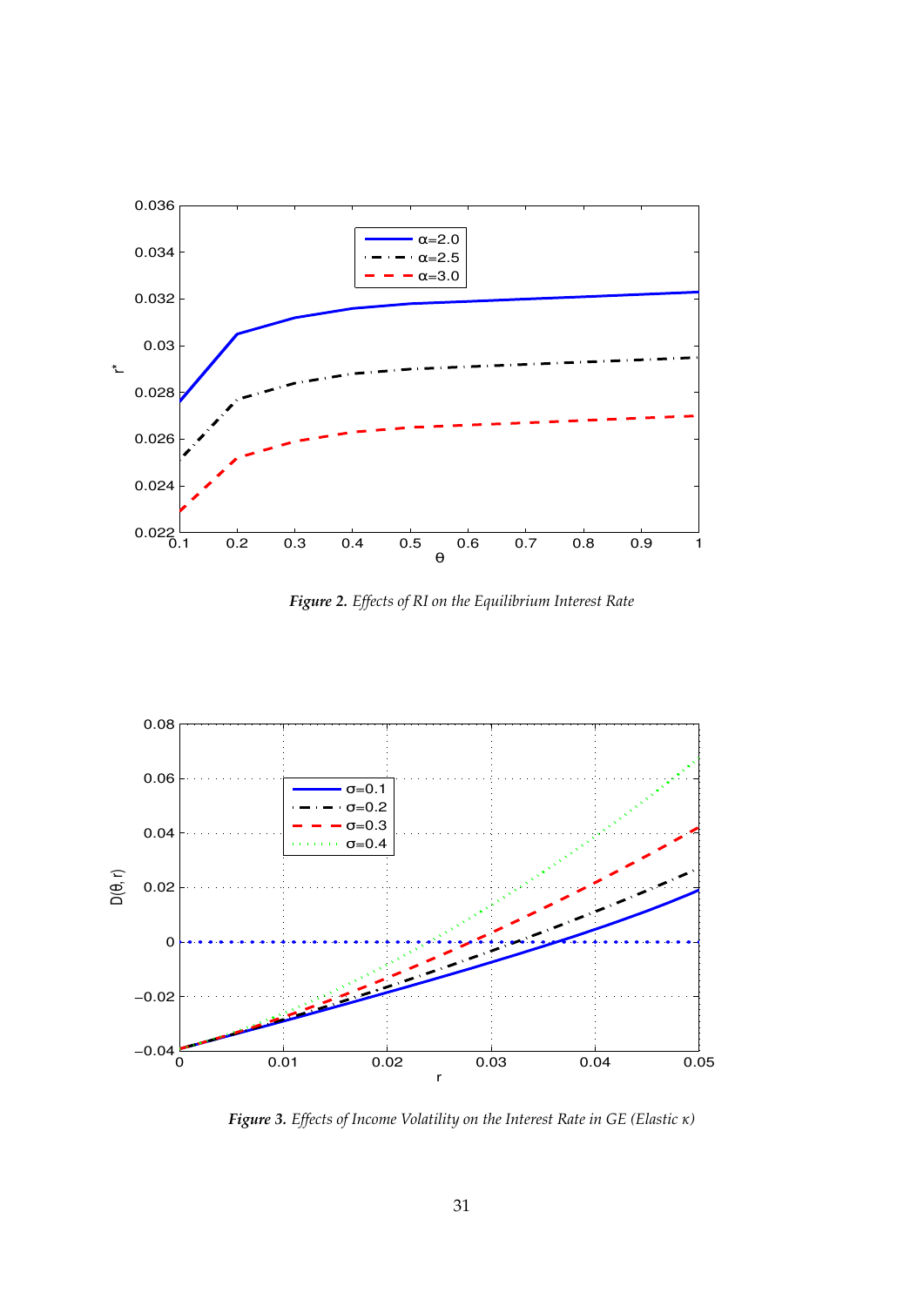***Figure 2.*** *Effects of RI on the Equilibrium Interest Rate*

***Figure 3.*** *Effects of Income Volatility on the Interest Rate in GE (Elastic $\kappa$)*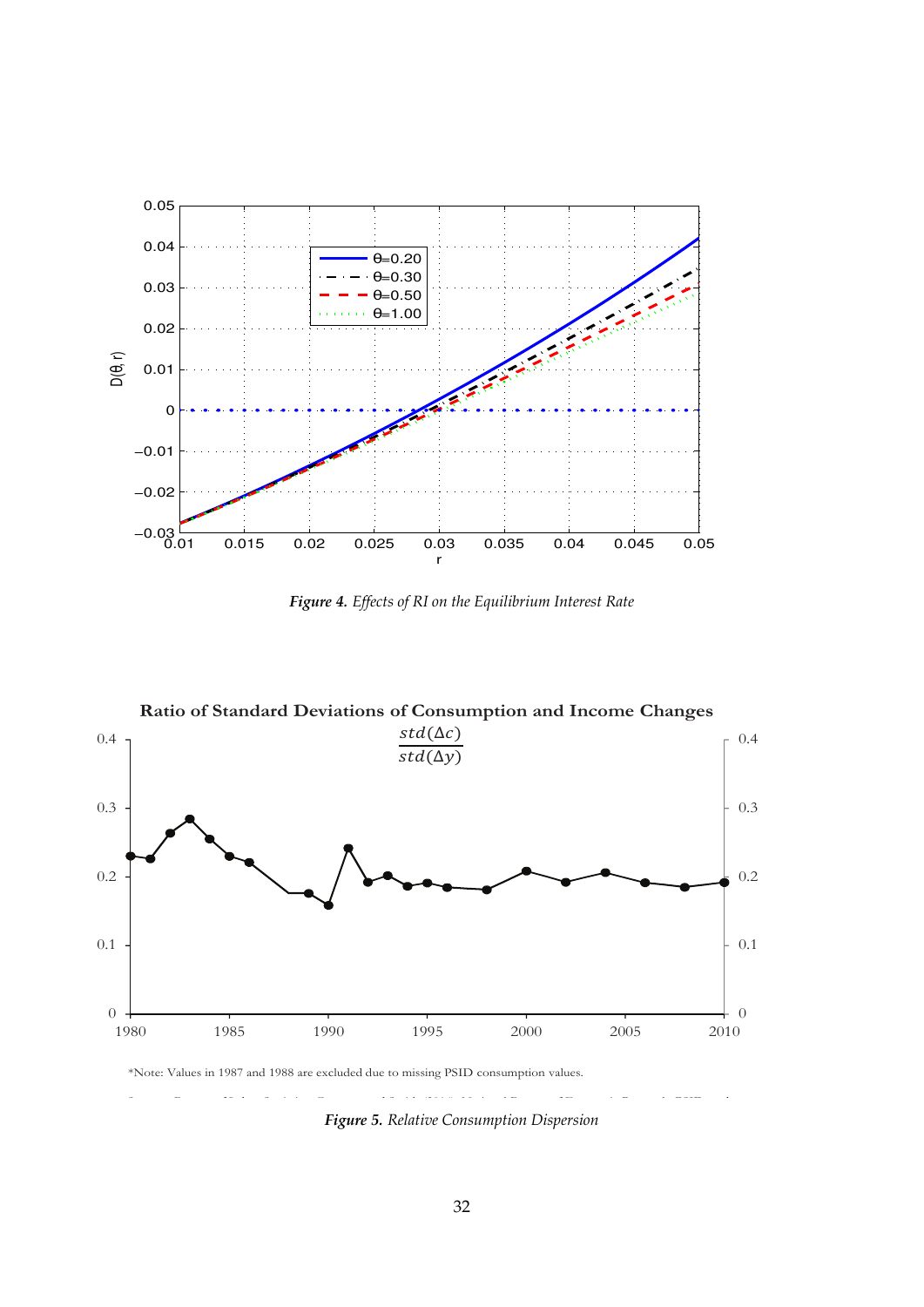*Figure 4. Effects of RI on the Equilibrium Interest Rate*

*Note: Values in 1987 and 1988 are excluded due to missing PSID consumption values.

*Figure 5. Relative Consumption Dispersion*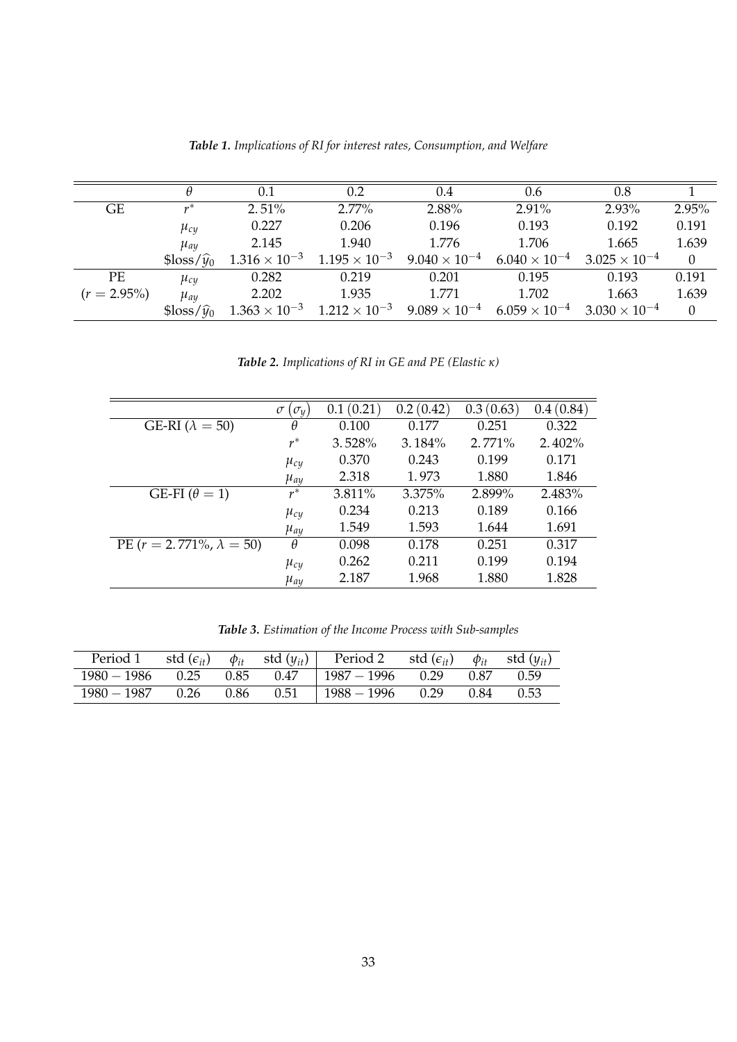***Table 1.** Implications of RI for interest rates, Consumption, and Welfare*

| | $\theta$ | 0.1 | 0.2 | 0.4 | 0.6 | 0.8 | 1 |
|---|---|---|---|---|---|---|---|
| GE | $r^*$ | $2.51\%$ | $2.77\%$ | $2.88\%$ | $2.91\%$ | $2.93\%$ | $2.95\%$ |
| | $\mu_{cy}$ | 0.227 | 0.206 | 0.196 | 0.193 | 0.192 | 0.191 |
| | $\mu_{ay}$ | 2.145 | 1.940 | 1.776 | 1.706 | 1.665 | 1.639 |
| | $\$\text{loss}/\widehat{y}_0$ | $1.316 \times 10^{-3}$ | $1.195 \times 10^{-3}$ | $9.040 \times 10^{-4}$ | $6.040 \times 10^{-4}$ | $3.025 \times 10^{-4}$ | 0 |
| PE | $\mu_{cy}$ | 0.282 | 0.219 | 0.201 | 0.195 | 0.193 | 0.191 |
| ($r = 2.95\%$) | $\mu_{ay}$ | 2.202 | 1.935 | 1.771 | 1.702 | 1.663 | 1.639 |
| | $\$\text{loss}/\widehat{y}_0$ | $1.363 \times 10^{-3}$ | $1.212 \times 10^{-3}$ | $9.089 \times 10^{-4}$ | $6.059 \times 10^{-4}$ | $3.030 \times 10^{-4}$ | 0 |

***Table 2.** Implications of RI in GE and PE (Elastic $\kappa$)*

| | $\sigma$ ($\sigma_y$) | 0.1 (0.21) | 0.2 (0.42) | 0.3 (0.63) | 0.4 (0.84) |
|---|---|---|---|---|---|
| GE-RI ($\lambda = 50$) | $\theta$ | 0.100 | 0.177 | 0.251 | 0.322 |
| | $r^*$ | $3.528\%$ | $3.184\%$ | $2.771\%$ | $2.402\%$ |
| | $\mu_{cy}$ | 0.370 | 0.243 | 0.199 | 0.171 |
| | $\mu_{ay}$ | 2.318 | 1.973 | 1.880 | 1.846 |
| GE-FI ($\theta = 1$) | $r^*$ | $3.811\%$ | $3.375\%$ | $2.899\%$ | $2.483\%$ |
| | $\mu_{cy}$ | 0.234 | 0.213 | 0.189 | 0.166 |
| | $\mu_{ay}$ | 1.549 | 1.593 | 1.644 | 1.691 |
| PE ($r = 2.771\%$, $\lambda = 50$) | $\theta$ | 0.098 | 0.178 | 0.251 | 0.317 |
| | $\mu_{cy}$ | 0.262 | 0.211 | 0.199 | 0.194 |
| | $\mu_{ay}$ | 2.187 | 1.968 | 1.880 | 1.828 |

***Table 3.** Estimation of the Income Process with Sub-samples*

| Period 1 | std ($\epsilon_{it}$) | $\phi_{it}$ | std ($y_{it}$) | Period 2 | std ($\epsilon_{it}$) | $\phi_{it}$ | std ($y_{it}$) |
|---|---|---|---|---|---|---|---|
| $1980 - 1986$ | 0.25 | 0.85 | 0.47 | $1987 - 1996$ | 0.29 | 0.87 | 0.59 |
| $1980 - 1987$ | 0.26 | 0.86 | 0.51 | $1988 - 1996$ | 0.29 | 0.84 | 0.53 |